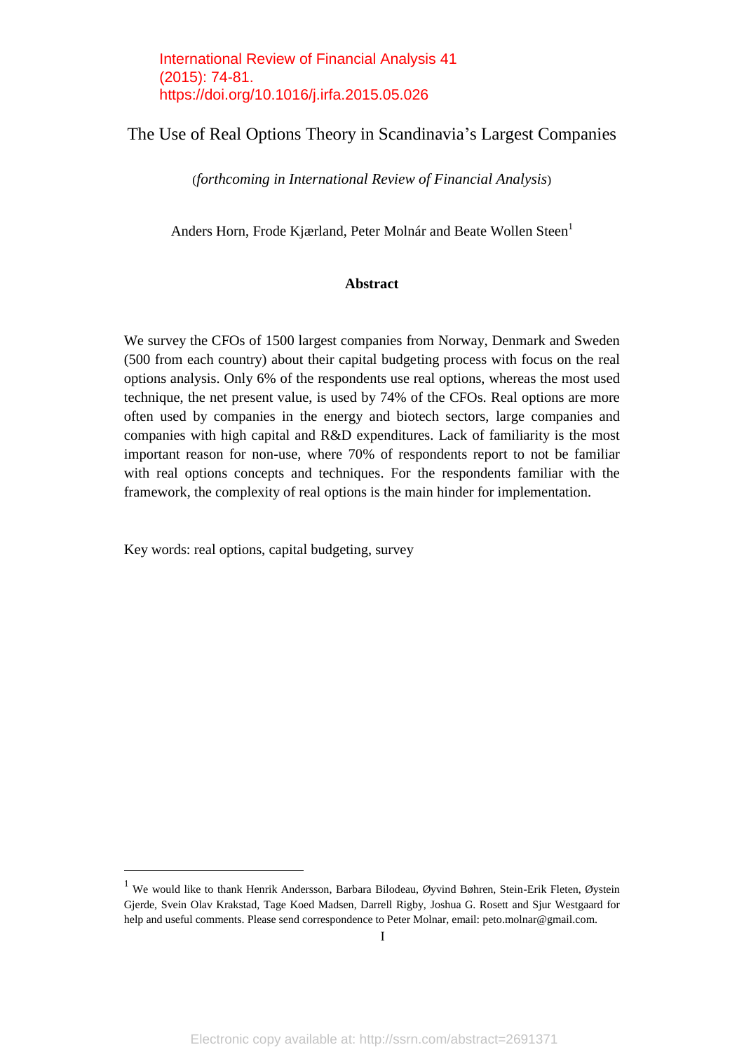International Review of Financial Analysis 41 (2015): 74-81. https://doi.org/10.1016/j.irfa.2015.05.026

# The Use of Real Options Theory in Scandinavia's Largest Companies

(*forthcoming in International Review of Financial Analysis*)

Anders Horn, Frode Kjærland, Peter Molnár and Beate Wollen Steen[1]

### Abstract

We survey the CFOs of 1500 largest companies from Norway, Denmark and Sweden (500 from each country) about their capital budgeting process with focus on the real options analysis. Only 6% of the respondents use real options, whereas the most used technique, the net present value, is used by 74% of the CFOs. Real options are more often used by companies in the energy and biotech sectors, large companies and companies with high capital and R&D expenditures. Lack of familiarity is the most important reason for non-use, where 70% of respondents report to not be familiar with real options concepts and techniques. For the respondents familiar with the framework, the complexity of real options is the main hinder for implementation.

Key words: real options, capital budgeting, survey

[1] We would like to thank Henrik Andersson, Barbara Bilodeau, Øyvind Bøhren, Stein-Erik Fleten, Øystein Gjerde, Svein Olav Krakstad, Tage Koed Madsen, Darrell Rigby, Joshua G. Rosett and Sjur Westgaard for help and useful comments. Please send correspondence to Peter Molnar, email: peto.molnar@gmail.com.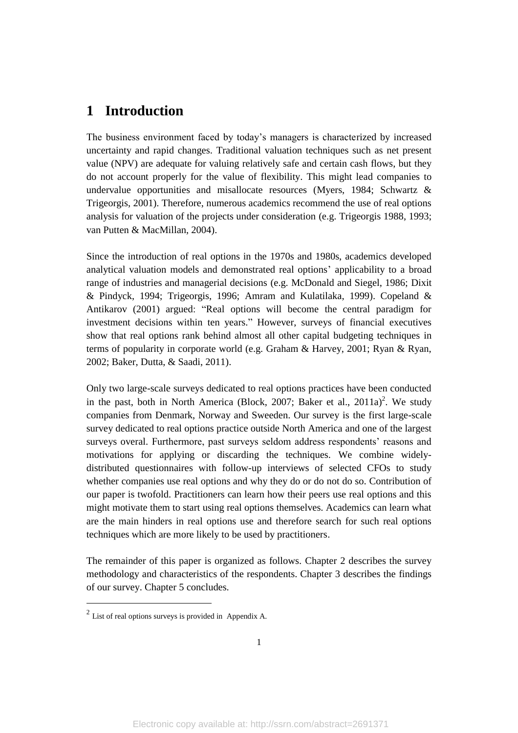# 1 Introduction

The business environment faced by today's managers is characterized by increased uncertainty and rapid changes. Traditional valuation techniques such as net present value (NPV) are adequate for valuing relatively safe and certain cash flows, but they do not account properly for the value of flexibility. This might lead companies to undervalue opportunities and misallocate resources (Myers, 1984; Schwartz & Trigeorgis, 2001). Therefore, numerous academics recommend the use of real options analysis for valuation of the projects under consideration (e.g. Trigeorgis 1988, 1993; van Putten & MacMillan, 2004).

Since the introduction of real options in the 1970s and 1980s, academics developed analytical valuation models and demonstrated real options' applicability to a broad range of industries and managerial decisions (e.g. McDonald and Siegel, 1986; Dixit & Pindyck, 1994; Trigeorgis, 1996; Amram and Kulatilaka, 1999). Copeland & Antikarov (2001) argued: "Real options will become the central paradigm for investment decisions within ten years." However, surveys of financial executives show that real options rank behind almost all other capital budgeting techniques in terms of popularity in corporate world (e.g. Graham & Harvey, 2001; Ryan & Ryan, 2002; Baker, Dutta, & Saadi, 2011).

Only two large-scale surveys dedicated to real options practices have been conducted in the past, both in North America (Block, 2007; Baker et al., 2011a)[2]. We study companies from Denmark, Norway and Sweeden. Our survey is the first large-scale survey dedicated to real options practice outside North America and one of the largest surveys overal. Furthermore, past surveys seldom address respondents' reasons and motivations for applying or discarding the techniques. We combine widely-distributed questionnaires with follow-up interviews of selected CFOs to study whether companies use real options and why they do or do not do so. Contribution of our paper is twofold. Practitioners can learn how their peers use real options and this might motivate them to start using real options themselves. Academics can learn what are the main hinders in real options use and therefore search for such real options techniques which are more likely to be used by practitioners.

The remainder of this paper is organized as follows. Chapter 2 describes the survey methodology and characteristics of the respondents. Chapter 3 describes the findings of our survey. Chapter 5 concludes.

---

[2] List of real options surveys is provided in Appendix A.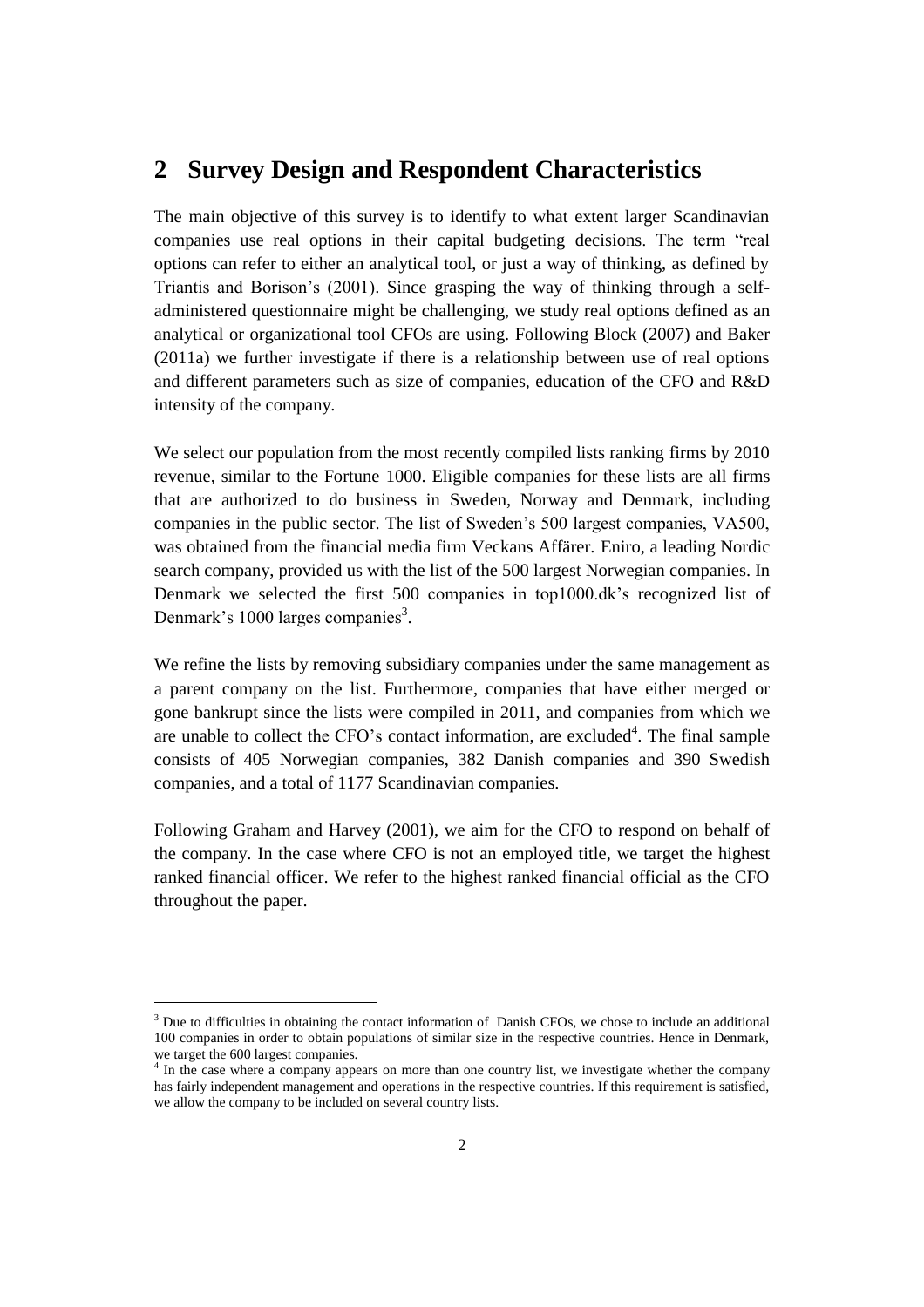## 2 Survey Design and Respondent Characteristics

The main objective of this survey is to identify to what extent larger Scandinavian companies use real options in their capital budgeting decisions. The term "real options can refer to either an analytical tool, or just a way of thinking, as defined by Triantis and Borison's (2001). Since grasping the way of thinking through a self-administered questionnaire might be challenging, we study real options defined as an analytical or organizational tool CFOs are using. Following Block (2007) and Baker (2011a) we further investigate if there is a relationship between use of real options and different parameters such as size of companies, education of the CFO and R&D intensity of the company.

We select our population from the most recently compiled lists ranking firms by 2010 revenue, similar to the Fortune 1000. Eligible companies for these lists are all firms that are authorized to do business in Sweden, Norway and Denmark, including companies in the public sector. The list of Sweden's 500 largest companies, VA500, was obtained from the financial media firm Veckans Affärer. Eniro, a leading Nordic search company, provided us with the list of the 500 largest Norwegian companies. In Denmark we selected the first 500 companies in top1000.dk's recognized list of Denmark's 1000 larges companies[3].

We refine the lists by removing subsidiary companies under the same management as a parent company on the list. Furthermore, companies that have either merged or gone bankrupt since the lists were compiled in 2011, and companies from which we are unable to collect the CFO's contact information, are excluded[4]. The final sample consists of 405 Norwegian companies, 382 Danish companies and 390 Swedish companies, and a total of 1177 Scandinavian companies.

Following Graham and Harvey (2001), we aim for the CFO to respond on behalf of the company. In the case where CFO is not an employed title, we target the highest ranked financial officer. We refer to the highest ranked financial official as the CFO throughout the paper.

---

[3] Due to difficulties in obtaining the contact information of Danish CFOs, we chose to include an additional 100 companies in order to obtain populations of similar size in the respective countries. Hence in Denmark, we target the 600 largest companies.

[4] In the case where a company appears on more than one country list, we investigate whether the company has fairly independent management and operations in the respective countries. If this requirement is satisfied, we allow the company to be included on several country lists.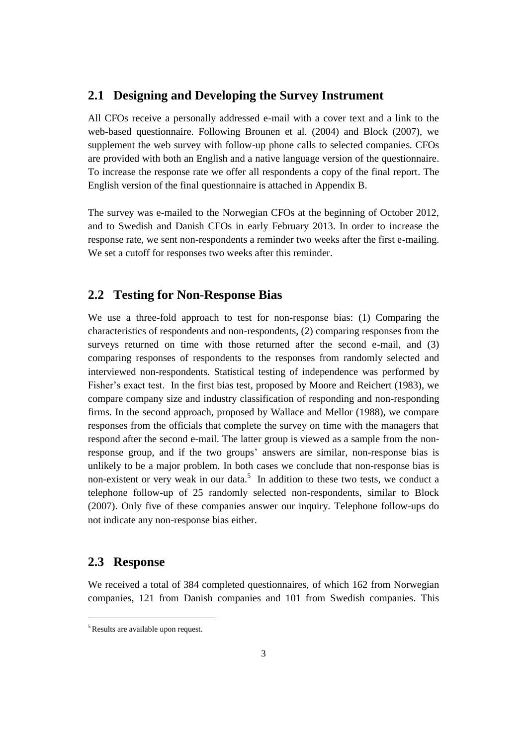## 2.1 Designing and Developing the Survey Instrument

All CFOs receive a personally addressed e-mail with a cover text and a link to the web-based questionnaire. Following Brounen et al. (2004) and Block (2007), we supplement the web survey with follow-up phone calls to selected companies. CFOs are provided with both an English and a native language version of the questionnaire. To increase the response rate we offer all respondents a copy of the final report. The English version of the final questionnaire is attached in Appendix B.

The survey was e-mailed to the Norwegian CFOs at the beginning of October 2012, and to Swedish and Danish CFOs in early February 2013. In order to increase the response rate, we sent non-respondents a reminder two weeks after the first e-mailing. We set a cutoff for responses two weeks after this reminder.

## 2.2 Testing for Non-Response Bias

We use a three-fold approach to test for non-response bias: (1) Comparing the characteristics of respondents and non-respondents, (2) comparing responses from the surveys returned on time with those returned after the second e-mail, and (3) comparing responses of respondents to the responses from randomly selected and interviewed non-respondents. Statistical testing of independence was performed by Fisher's exact test. In the first bias test, proposed by Moore and Reichert (1983), we compare company size and industry classification of responding and non-responding firms. In the second approach, proposed by Wallace and Mellor (1988), we compare responses from the officials that complete the survey on time with the managers that respond after the second e-mail. The latter group is viewed as a sample from the non-response group, and if the two groups' answers are similar, non-response bias is unlikely to be a major problem. In both cases we conclude that non-response bias is non-existent or very weak in our data.[5] In addition to these two tests, we conduct a telephone follow-up of 25 randomly selected non-respondents, similar to Block (2007). Only five of these companies answer our inquiry. Telephone follow-ups do not indicate any non-response bias either.

## 2.3 Response

We received a total of 384 completed questionnaires, of which 162 from Norwegian companies, 121 from Danish companies and 101 from Swedish companies. This

[5] Results are available upon request.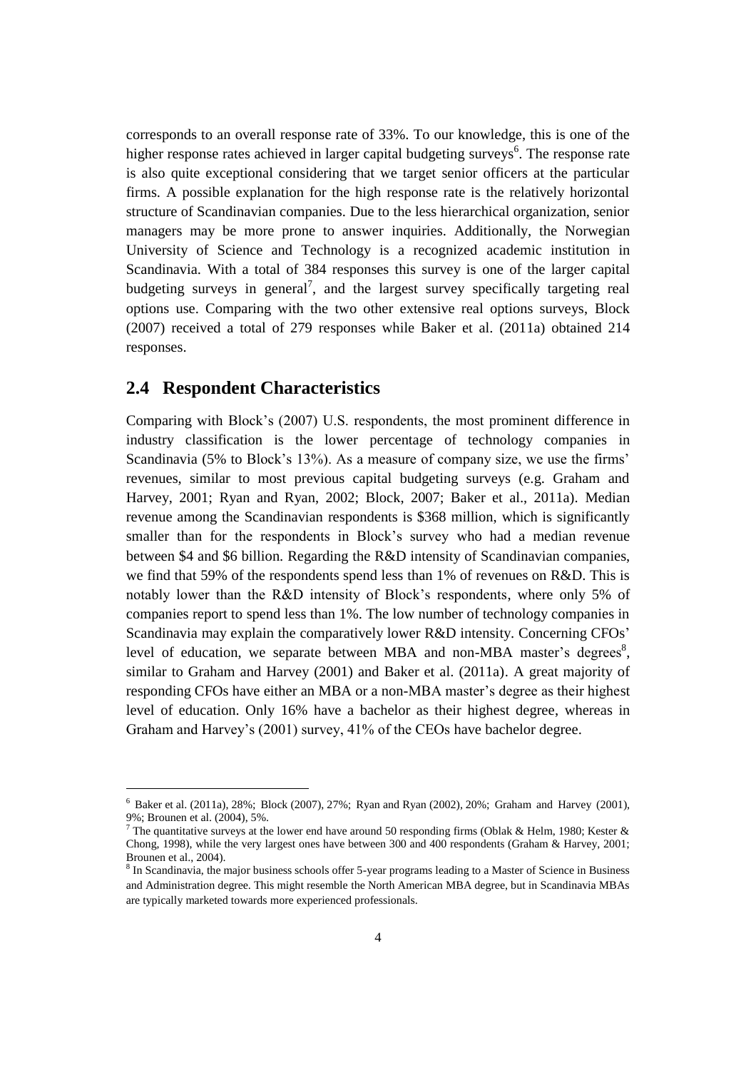corresponds to an overall response rate of 33%. To our knowledge, this is one of the higher response rates achieved in larger capital budgeting surveys[6]. The response rate is also quite exceptional considering that we target senior officers at the particular firms. A possible explanation for the high response rate is the relatively horizontal structure of Scandinavian companies. Due to the less hierarchical organization, senior managers may be more prone to answer inquiries. Additionally, the Norwegian University of Science and Technology is a recognized academic institution in Scandinavia. With a total of 384 responses this survey is one of the larger capital budgeting surveys in general[7], and the largest survey specifically targeting real options use. Comparing with the two other extensive real options surveys, Block (2007) received a total of 279 responses while Baker et al. (2011a) obtained 214 responses.

## 2.4 Respondent Characteristics

Comparing with Block's (2007) U.S. respondents, the most prominent difference in industry classification is the lower percentage of technology companies in Scandinavia (5% to Block's 13%). As a measure of company size, we use the firms' revenues, similar to most previous capital budgeting surveys (e.g. Graham and Harvey, 2001; Ryan and Ryan, 2002; Block, 2007; Baker et al., 2011a). Median revenue among the Scandinavian respondents is $368 million, which is significantly smaller than for the respondents in Block's survey who had a median revenue between $4 and $6 billion. Regarding the R&D intensity of Scandinavian companies, we find that 59% of the respondents spend less than 1% of revenues on R&D. This is notably lower than the R&D intensity of Block's respondents, where only 5% of companies report to spend less than 1%. The low number of technology companies in Scandinavia may explain the comparatively lower R&D intensity. Concerning CFOs' level of education, we separate between MBA and non-MBA master's degrees[8], similar to Graham and Harvey (2001) and Baker et al. (2011a). A great majority of responding CFOs have either an MBA or a non-MBA master's degree as their highest level of education. Only 16% have a bachelor as their highest degree, whereas in Graham and Harvey's (2001) survey, 41% of the CEOs have bachelor degree.

---

[6] Baker et al. (2011a), 28%; Block (2007), 27%; Ryan and Ryan (2002), 20%; Graham and Harvey (2001), 9%; Brounen et al. (2004), 5%.

[7] The quantitative surveys at the lower end have around 50 responding firms (Oblak & Helm, 1980; Kester & Chong, 1998), while the very largest ones have between 300 and 400 respondents (Graham & Harvey, 2001; Brounen et al., 2004).

[8] In Scandinavia, the major business schools offer 5-year programs leading to a Master of Science in Business and Administration degree. This might resemble the North American MBA degree, but in Scandinavia MBAs are typically marketed towards more experienced professionals.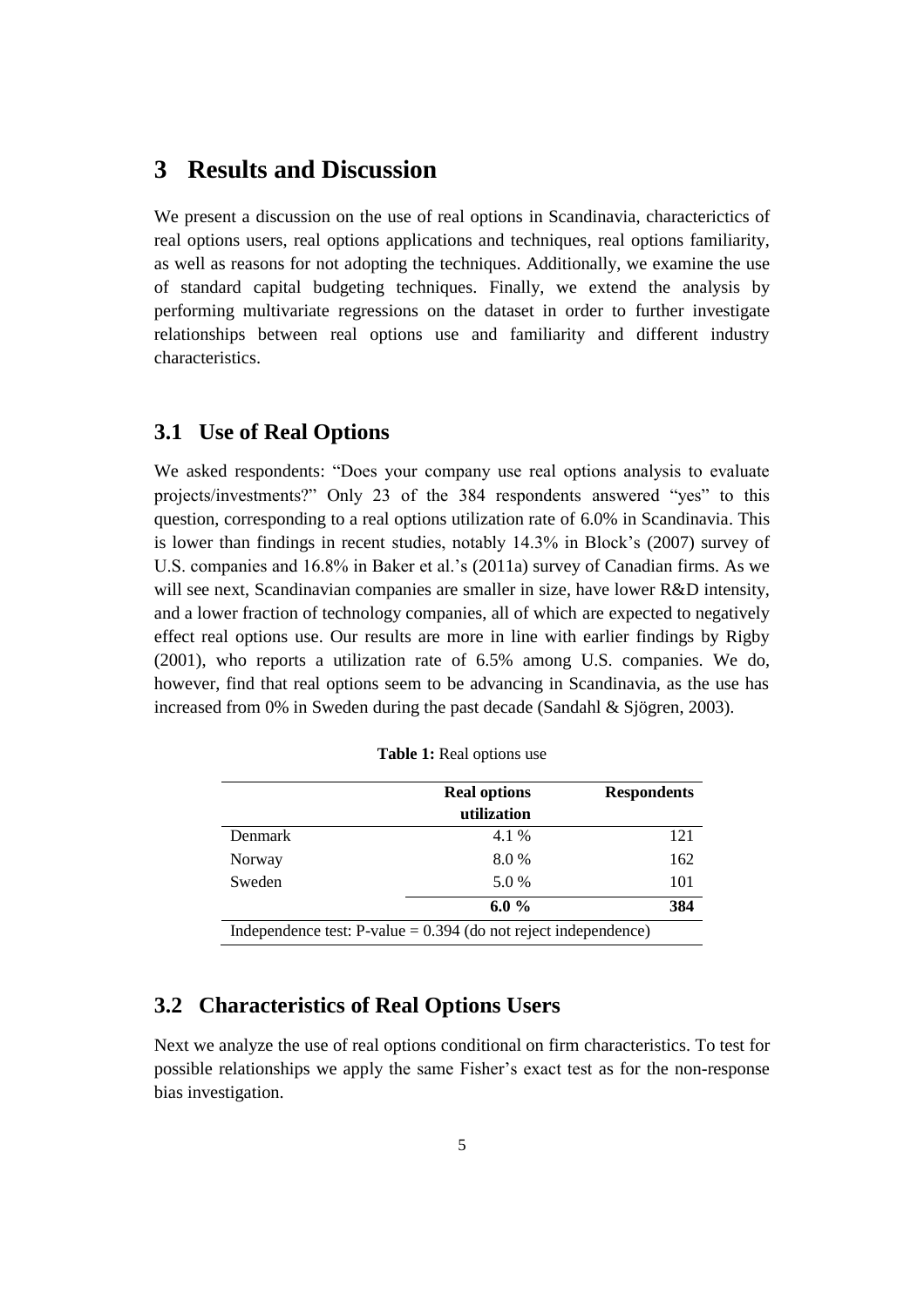# 3 Results and Discussion

We present a discussion on the use of real options in Scandinavia, characterictics of real options users, real options applications and techniques, real options familiarity, as well as reasons for not adopting the techniques. Additionally, we examine the use of standard capital budgeting techniques. Finally, we extend the analysis by performing multivariate regressions on the dataset in order to further investigate relationships between real options use and familiarity and different industry characteristics.

## 3.1 Use of Real Options

We asked respondents: "Does your company use real options analysis to evaluate projects/investments?" Only 23 of the 384 respondents answered "yes" to this question, corresponding to a real options utilization rate of 6.0% in Scandinavia. This is lower than findings in recent studies, notably 14.3% in Block's (2007) survey of U.S. companies and 16.8% in Baker et al.'s (2011a) survey of Canadian firms. As we will see next, Scandinavian companies are smaller in size, have lower R&D intensity, and a lower fraction of technology companies, all of which are expected to negatively effect real options use. Our results are more in line with earlier findings by Rigby (2001), who reports a utilization rate of 6.5% among U.S. companies. We do, however, find that real options seem to be advancing in Scandinavia, as the use has increased from 0% in Sweden during the past decade (Sandahl & Sjögren, 2003).

**Table 1:** Real options use

| | Real options utilization | Respondents |
|---|---|---|
| Denmark | 4.1 % | 121 |
| Norway | 8.0 % | 162 |
| Sweden | 5.0 % | 101 |
| | **6.0 %** | **384** |
| Independence test: P-value = 0.394 (do not reject independence) | | |

## 3.2 Characteristics of Real Options Users

Next we analyze the use of real options conditional on firm characteristics. To test for possible relationships we apply the same Fisher's exact test as for the non-response bias investigation.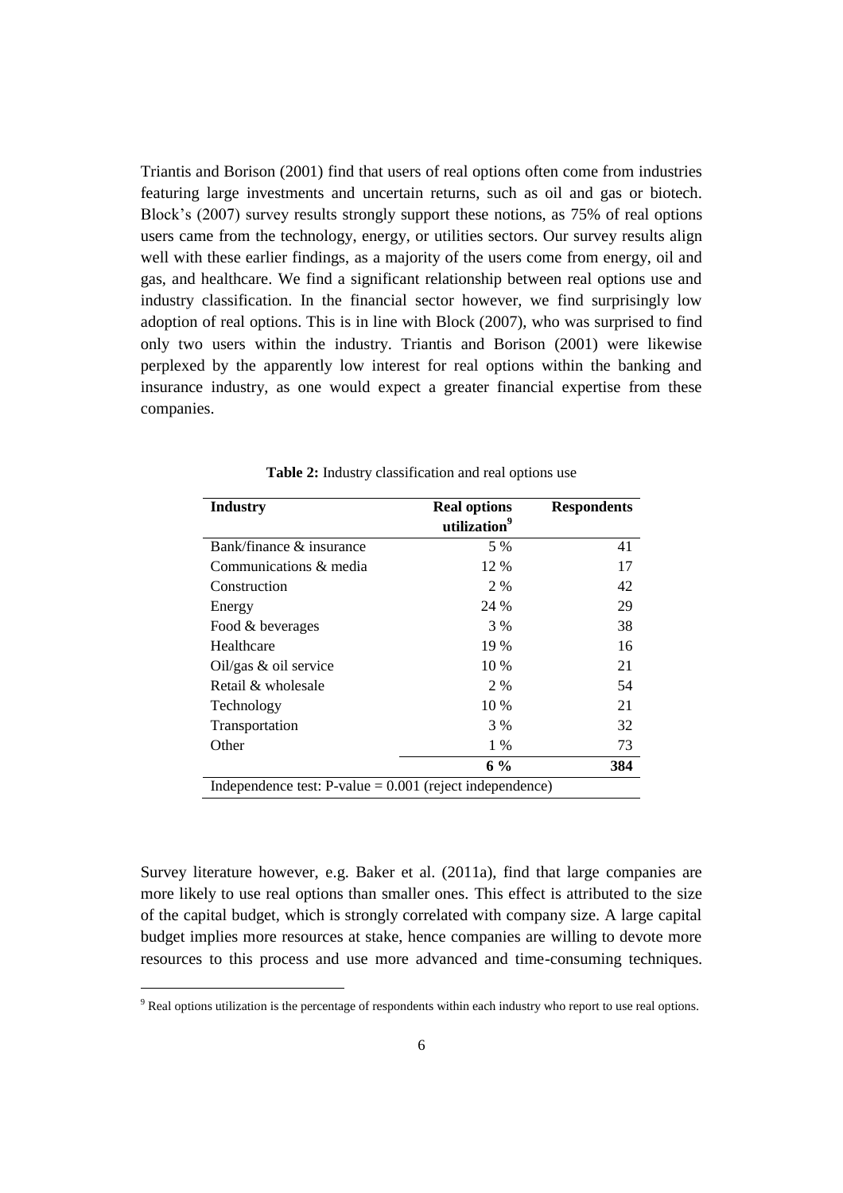Triantis and Borison (2001) find that users of real options often come from industries featuring large investments and uncertain returns, such as oil and gas or biotech. Block's (2007) survey results strongly support these notions, as 75% of real options users came from the technology, energy, or utilities sectors. Our survey results align well with these earlier findings, as a majority of the users come from energy, oil and gas, and healthcare. We find a significant relationship between real options use and industry classification. In the financial sector however, we find surprisingly low adoption of real options. This is in line with Block (2007), who was surprised to find only two users within the industry. Triantis and Borison (2001) were likewise perplexed by the apparently low interest for real options within the banking and insurance industry, as one would expect a greater financial expertise from these companies.

**Table 2:** Industry classification and real options use

| Industry | Real options utilization[9] | Respondents |
|---|---|---|
| Bank/finance & insurance | 5 % | 41 |
| Communications & media | 12 % | 17 |
| Construction | 2 % | 42 |
| Energy | 24 % | 29 |
| Food & beverages | 3 % | 38 |
| Healthcare | 19 % | 16 |
| Oil/gas & oil service | 10 % | 21 |
| Retail & wholesale | 2 % | 54 |
| Technology | 10 % | 21 |
| Transportation | 3 % | 32 |
| Other | 1 % | 73 |
| | **6 %** | **384** |
| Independence test: P-value = 0.001 (reject independence) | | |

Survey literature however, e.g. Baker et al. (2011a), find that large companies are more likely to use real options than smaller ones. This effect is attributed to the size of the capital budget, which is strongly correlated with company size. A large capital budget implies more resources at stake, hence companies are willing to devote more resources to this process and use more advanced and time-consuming techniques.

[9] Real options utilization is the percentage of respondents within each industry who report to use real options.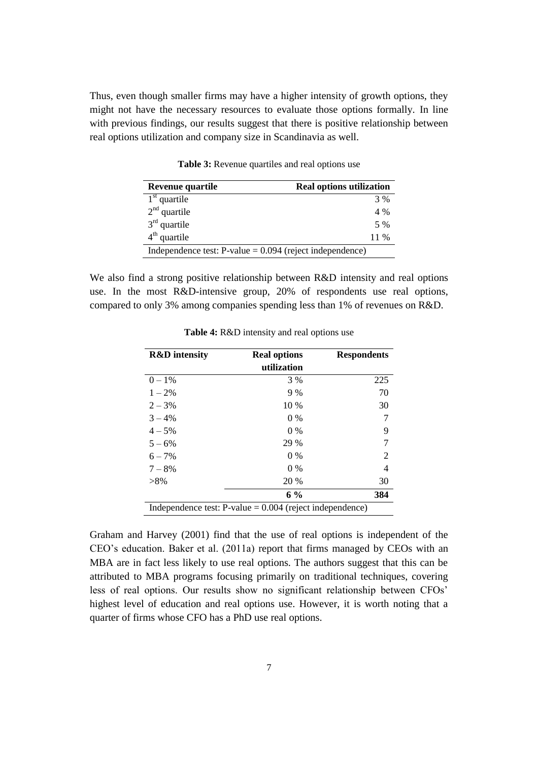Thus, even though smaller firms may have a higher intensity of growth options, they might not have the necessary resources to evaluate those options formally. In line with previous findings, our results suggest that there is positive relationship between real options utilization and company size in Scandinavia as well.

**Table 3:** Revenue quartiles and real options use

| Revenue quartile | Real options utilization |
|---|---|
| 1st quartile | 3 % |
| 2nd quartile | 4 % |
| 3rd quartile | 5 % |
| 4th quartile | 11 % |
| Independence test: P-value = 0.094 (reject independence) | |

We also find a strong positive relationship between R&D intensity and real options use. In the most R&D-intensive group, 20% of respondents use real options, compared to only 3% among companies spending less than 1% of revenues on R&D.

**Table 4:** R&D intensity and real options use

| R&D intensity | Real options utilization | Respondents |
|---|---|---|
| 0 – 1% | 3 % | 225 |
| 1 – 2% | 9 % | 70 |
| 2 – 3% | 10 % | 30 |
| 3 – 4% | 0 % | 7 |
| 4 – 5% | 0 % | 9 |
| 5 – 6% | 29 % | 7 |
| 6 – 7% | 0 % | 2 |
| 7 – 8% | 0 % | 4 |
| >8% | 20 % | 30 |
| | **6 %** | **384** |
| Independence test: P-value = 0.004 (reject independence) | | |

Graham and Harvey (2001) find that the use of real options is independent of the CEO's education. Baker et al. (2011a) report that firms managed by CEOs with an MBA are in fact less likely to use real options. The authors suggest that this can be attributed to MBA programs focusing primarily on traditional techniques, covering less of real options. Our results show no significant relationship between CFOs' highest level of education and real options use. However, it is worth noting that a quarter of firms whose CFO has a PhD use real options.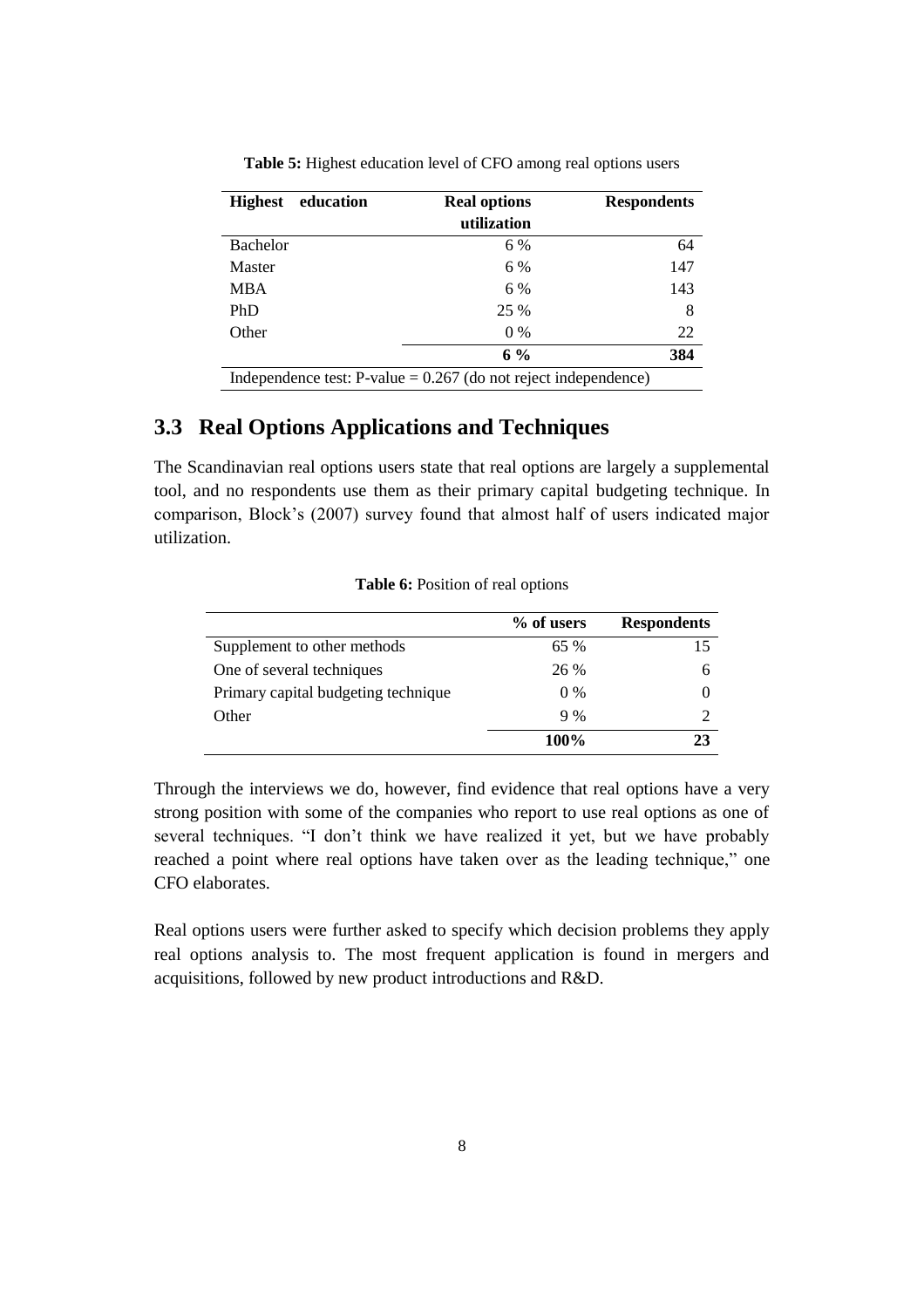**Table 5:** Highest education level of CFO among real options users

| Highest education | Real options utilization | Respondents |
|---|---|---|
| Bachelor | 6 % | 64 |
| Master | 6 % | 147 |
| MBA | 6 % | 143 |
| PhD | 25 % | 8 |
| Other | 0 % | 22 |
| | **6 %** | **384** |
| Independence test: P-value = 0.267 (do not reject independence) | | |

## 3.3 Real Options Applications and Techniques

The Scandinavian real options users state that real options are largely a supplemental tool, and no respondents use them as their primary capital budgeting technique. In comparison, Block's (2007) survey found that almost half of users indicated major utilization.

**Table 6:** Position of real options

| | % of users | Respondents |
|---|---|---|
| Supplement to other methods | 65 % | 15 |
| One of several techniques | 26 % | 6 |
| Primary capital budgeting technique | 0 % | 0 |
| Other | 9 % | 2 |
| | **100%** | **23** |

Through the interviews we do, however, find evidence that real options have a very strong position with some of the companies who report to use real options as one of several techniques. "I don't think we have realized it yet, but we have probably reached a point where real options have taken over as the leading technique," one CFO elaborates.

Real options users were further asked to specify which decision problems they apply real options analysis to. The most frequent application is found in mergers and acquisitions, followed by new product introductions and R&D.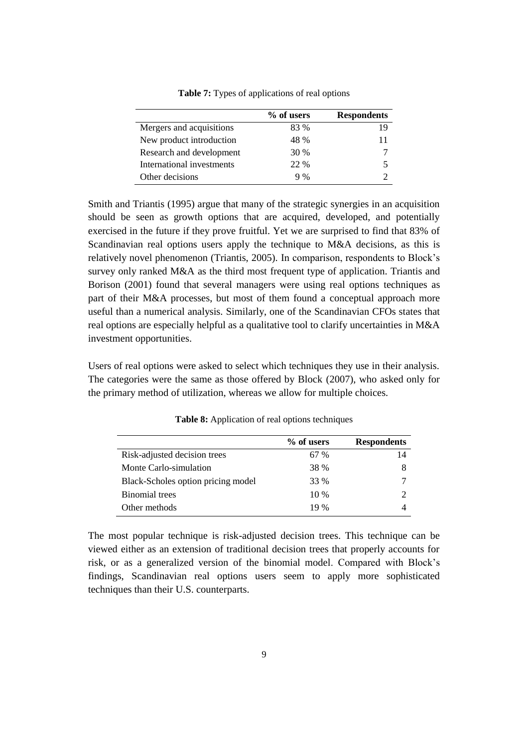**Table 7:** Types of applications of real options

| | % of users | Respondents |
|---|---|---|
| Mergers and acquisitions | 83 % | 19 |
| New product introduction | 48 % | 11 |
| Research and development | 30 % | 7 |
| International investments | 22 % | 5 |
| Other decisions | 9 % | 2 |

Smith and Triantis (1995) argue that many of the strategic synergies in an acquisition should be seen as growth options that are acquired, developed, and potentially exercised in the future if they prove fruitful. Yet we are surprised to find that 83% of Scandinavian real options users apply the technique to M&A decisions, as this is relatively novel phenomenon (Triantis, 2005). In comparison, respondents to Block's survey only ranked M&A as the third most frequent type of application. Triantis and Borison (2001) found that several managers were using real options techniques as part of their M&A processes, but most of them found a conceptual approach more useful than a numerical analysis. Similarly, one of the Scandinavian CFOs states that real options are especially helpful as a qualitative tool to clarify uncertainties in M&A investment opportunities.

Users of real options were asked to select which techniques they use in their analysis. The categories were the same as those offered by Block (2007), who asked only for the primary method of utilization, whereas we allow for multiple choices.

**Table 8:** Application of real options techniques

| | % of users | Respondents |
|---|---|---|
| Risk-adjusted decision trees | 67 % | 14 |
| Monte Carlo-simulation | 38 % | 8 |
| Black-Scholes option pricing model | 33 % | 7 |
| Binomial trees | 10 % | 2 |
| Other methods | 19 % | 4 |

The most popular technique is risk-adjusted decision trees. This technique can be viewed either as an extension of traditional decision trees that properly accounts for risk, or as a generalized version of the binomial model. Compared with Block's findings, Scandinavian real options users seem to apply more sophisticated techniques than their U.S. counterparts.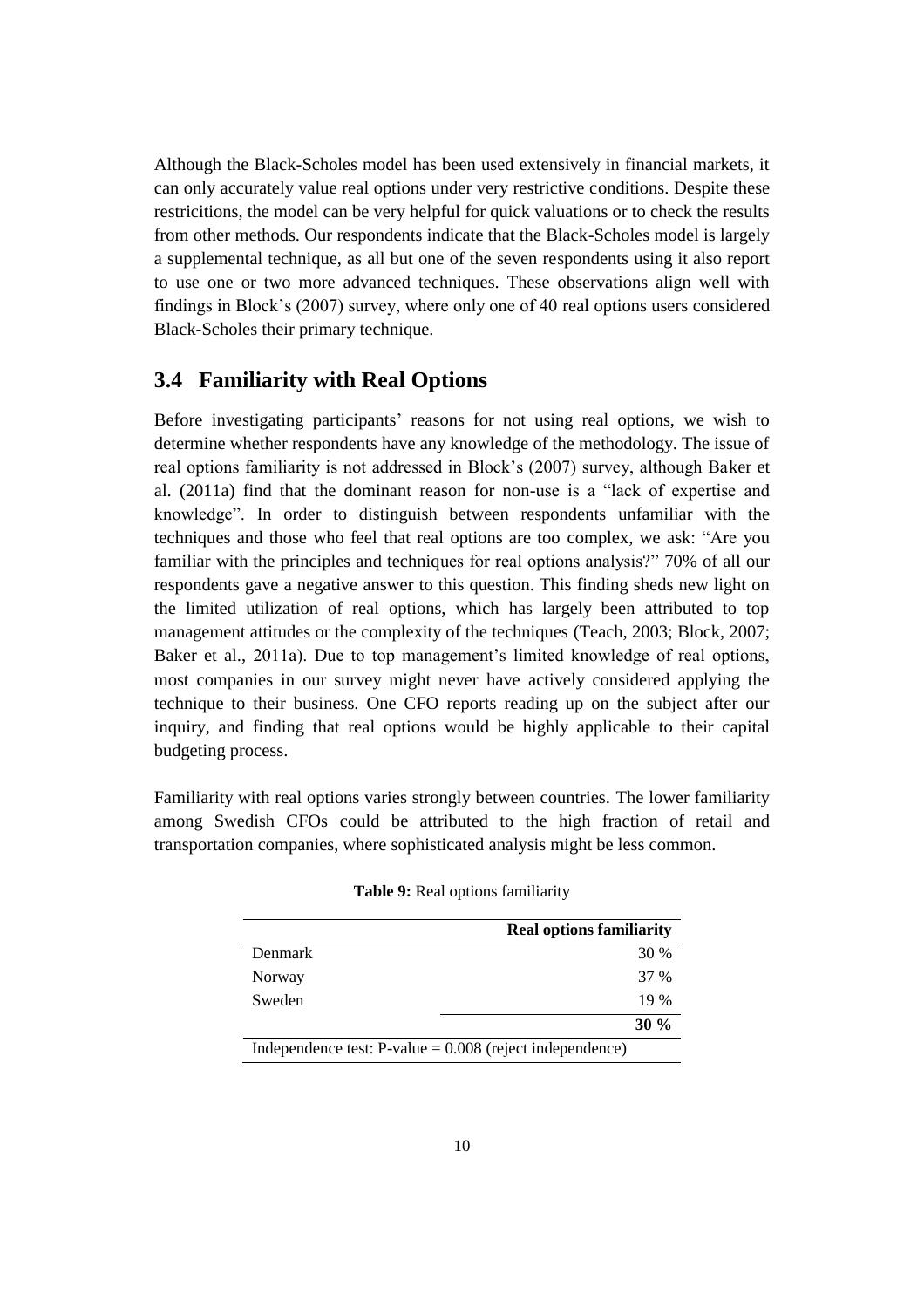Although the Black-Scholes model has been used extensively in financial markets, it can only accurately value real options under very restrictive conditions. Despite these restricitions, the model can be very helpful for quick valuations or to check the results from other methods. Our respondents indicate that the Black-Scholes model is largely a supplemental technique, as all but one of the seven respondents using it also report to use one or two more advanced techniques. These observations align well with findings in Block's (2007) survey, where only one of 40 real options users considered Black-Scholes their primary technique.

## 3.4 Familiarity with Real Options

Before investigating participants' reasons for not using real options, we wish to determine whether respondents have any knowledge of the methodology. The issue of real options familiarity is not addressed in Block's (2007) survey, although Baker et al. (2011a) find that the dominant reason for non-use is a "lack of expertise and knowledge". In order to distinguish between respondents unfamiliar with the techniques and those who feel that real options are too complex, we ask: "Are you familiar with the principles and techniques for real options analysis?" 70% of all our respondents gave a negative answer to this question. This finding sheds new light on the limited utilization of real options, which has largely been attributed to top management attitudes or the complexity of the techniques (Teach, 2003; Block, 2007; Baker et al., 2011a). Due to top management's limited knowledge of real options, most companies in our survey might never have actively considered applying the technique to their business. One CFO reports reading up on the subject after our inquiry, and finding that real options would be highly applicable to their capital budgeting process.

Familiarity with real options varies strongly between countries. The lower familiarity among Swedish CFOs could be attributed to the high fraction of retail and transportation companies, where sophisticated analysis might be less common.

**Table 9:** Real options familiarity

| | **Real options familiarity** |
|---|---|
| Denmark | 30 % |
| Norway | 37 % |
| Sweden | 19 % |
| | **30 %** |
| Independence test: P-value = 0.008 (reject independence) | |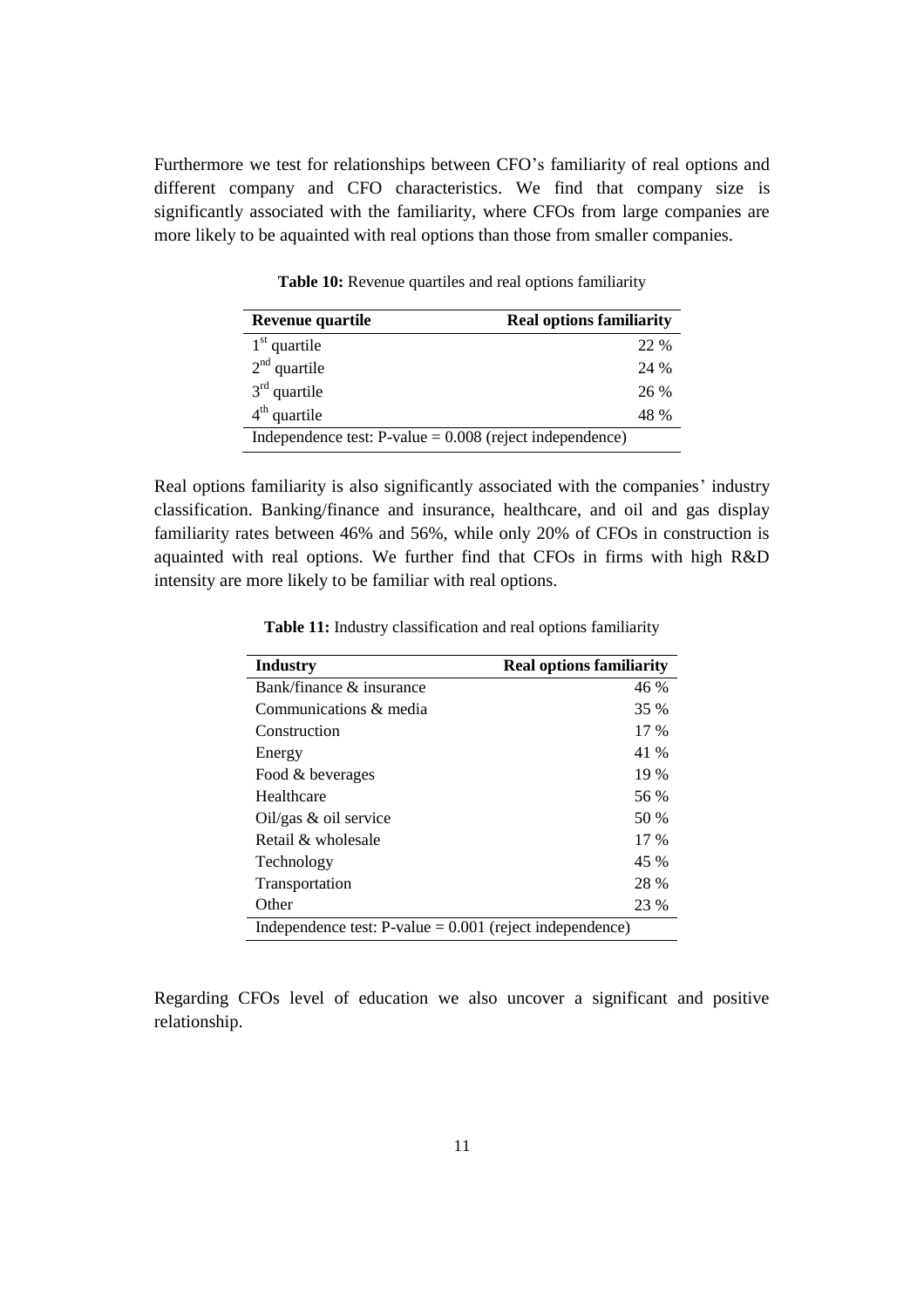Furthermore we test for relationships between CFO's familiarity of real options and different company and CFO characteristics. We find that company size is significantly associated with the familiarity, where CFOs from large companies are more likely to be aquainted with real options than those from smaller companies.

**Table 10:** Revenue quartiles and real options familiarity

| Revenue quartile | Real options familiarity |
|---|---|
| 1st quartile | 22 % |
| 2nd quartile | 24 % |
| 3rd quartile | 26 % |
| 4th quartile | 48 % |
| Independence test: P-value = 0.008 (reject independence) | |

Real options familiarity is also significantly associated with the companies' industry classification. Banking/finance and insurance, healthcare, and oil and gas display familiarity rates between 46% and 56%, while only 20% of CFOs in construction is aquainted with real options. We further find that CFOs in firms with high R&D intensity are more likely to be familiar with real options.

**Table 11:** Industry classification and real options familiarity

| Industry | Real options familiarity |
|---|---|
| Bank/finance & insurance | 46 % |
| Communications & media | 35 % |
| Construction | 17 % |
| Energy | 41 % |
| Food & beverages | 19 % |
| Healthcare | 56 % |
| Oil/gas & oil service | 50 % |
| Retail & wholesale | 17 % |
| Technology | 45 % |
| Transportation | 28 % |
| Other | 23 % |
| Independence test: P-value = 0.001 (reject independence) | |

Regarding CFOs level of education we also uncover a significant and positive relationship.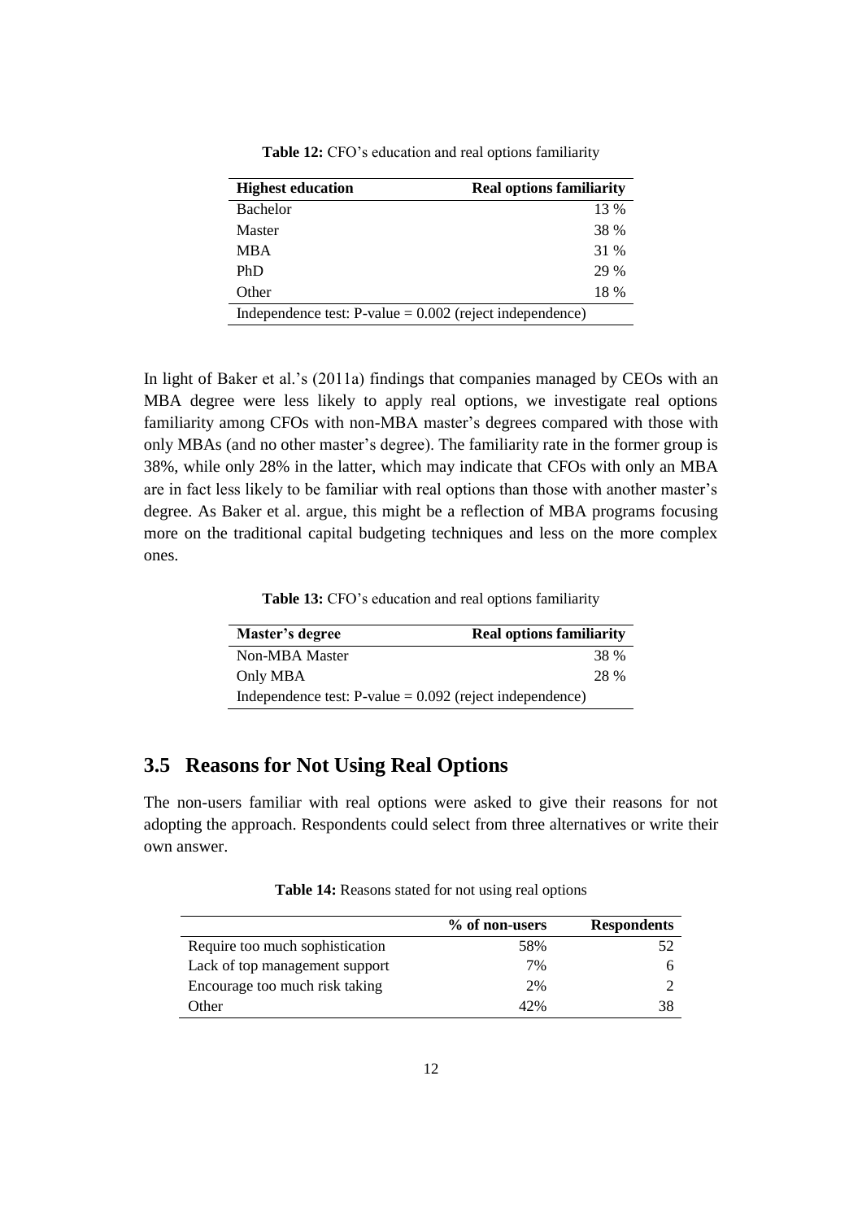**Table 12:** CFO's education and real options familiarity

| Highest education | Real options familiarity |
| --- | ---: |
| Bachelor | 13 % |
| Master | 38 % |
| MBA | 31 % |
| PhD | 29 % |
| Other | 18 % |
| Independence test: P-value = 0.002 (reject independence) | |

In light of Baker et al.'s (2011a) findings that companies managed by CEOs with an MBA degree were less likely to apply real options, we investigate real options familiarity among CFOs with non-MBA master's degrees compared with those with only MBAs (and no other master's degree). The familiarity rate in the former group is 38%, while only 28% in the latter, which may indicate that CFOs with only an MBA are in fact less likely to be familiar with real options than those with another master's degree. As Baker et al. argue, this might be a reflection of MBA programs focusing more on the traditional capital budgeting techniques and less on the more complex ones.

**Table 13:** CFO's education and real options familiarity

| Master's degree | Real options familiarity |
| --- | ---: |
| Non-MBA Master | 38 % |
| Only MBA | 28 % |
| Independence test: P-value = 0.092 (reject independence) | |

## 3.5 Reasons for Not Using Real Options

The non-users familiar with real options were asked to give their reasons for not adopting the approach. Respondents could select from three alternatives or write their own answer.

**Table 14:** Reasons stated for not using real options

| | % of non-users | Respondents |
| --- | ---: | ---: |
| Require too much sophistication | 58% | 52 |
| Lack of top management support | 7% | 6 |
| Encourage too much risk taking | 2% | 2 |
| Other | 42% | 38 |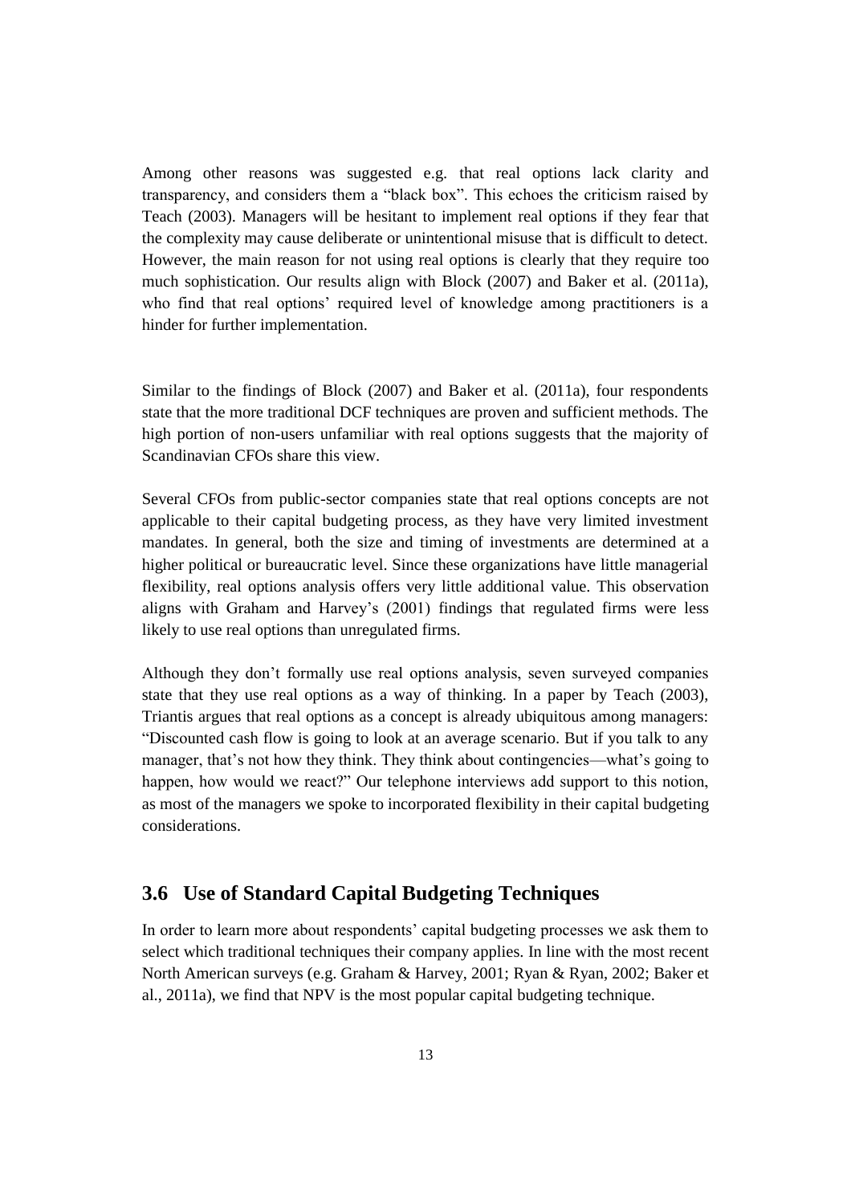Among other reasons was suggested e.g. that real options lack clarity and transparency, and considers them a "black box". This echoes the criticism raised by Teach (2003). Managers will be hesitant to implement real options if they fear that the complexity may cause deliberate or unintentional misuse that is difficult to detect. However, the main reason for not using real options is clearly that they require too much sophistication. Our results align with Block (2007) and Baker et al. (2011a), who find that real options' required level of knowledge among practitioners is a hinder for further implementation.

Similar to the findings of Block (2007) and Baker et al. (2011a), four respondents state that the more traditional DCF techniques are proven and sufficient methods. The high portion of non-users unfamiliar with real options suggests that the majority of Scandinavian CFOs share this view.

Several CFOs from public-sector companies state that real options concepts are not applicable to their capital budgeting process, as they have very limited investment mandates. In general, both the size and timing of investments are determined at a higher political or bureaucratic level. Since these organizations have little managerial flexibility, real options analysis offers very little additional value. This observation aligns with Graham and Harvey's (2001) findings that regulated firms were less likely to use real options than unregulated firms.

Although they don't formally use real options analysis, seven surveyed companies state that they use real options as a way of thinking. In a paper by Teach (2003), Triantis argues that real options as a concept is already ubiquitous among managers: "Discounted cash flow is going to look at an average scenario. But if you talk to any manager, that's not how they think. They think about contingencies—what's going to happen, how would we react?" Our telephone interviews add support to this notion, as most of the managers we spoke to incorporated flexibility in their capital budgeting considerations.

## 3.6 Use of Standard Capital Budgeting Techniques

In order to learn more about respondents' capital budgeting processes we ask them to select which traditional techniques their company applies. In line with the most recent North American surveys (e.g. Graham & Harvey, 2001; Ryan & Ryan, 2002; Baker et al., 2011a), we find that NPV is the most popular capital budgeting technique.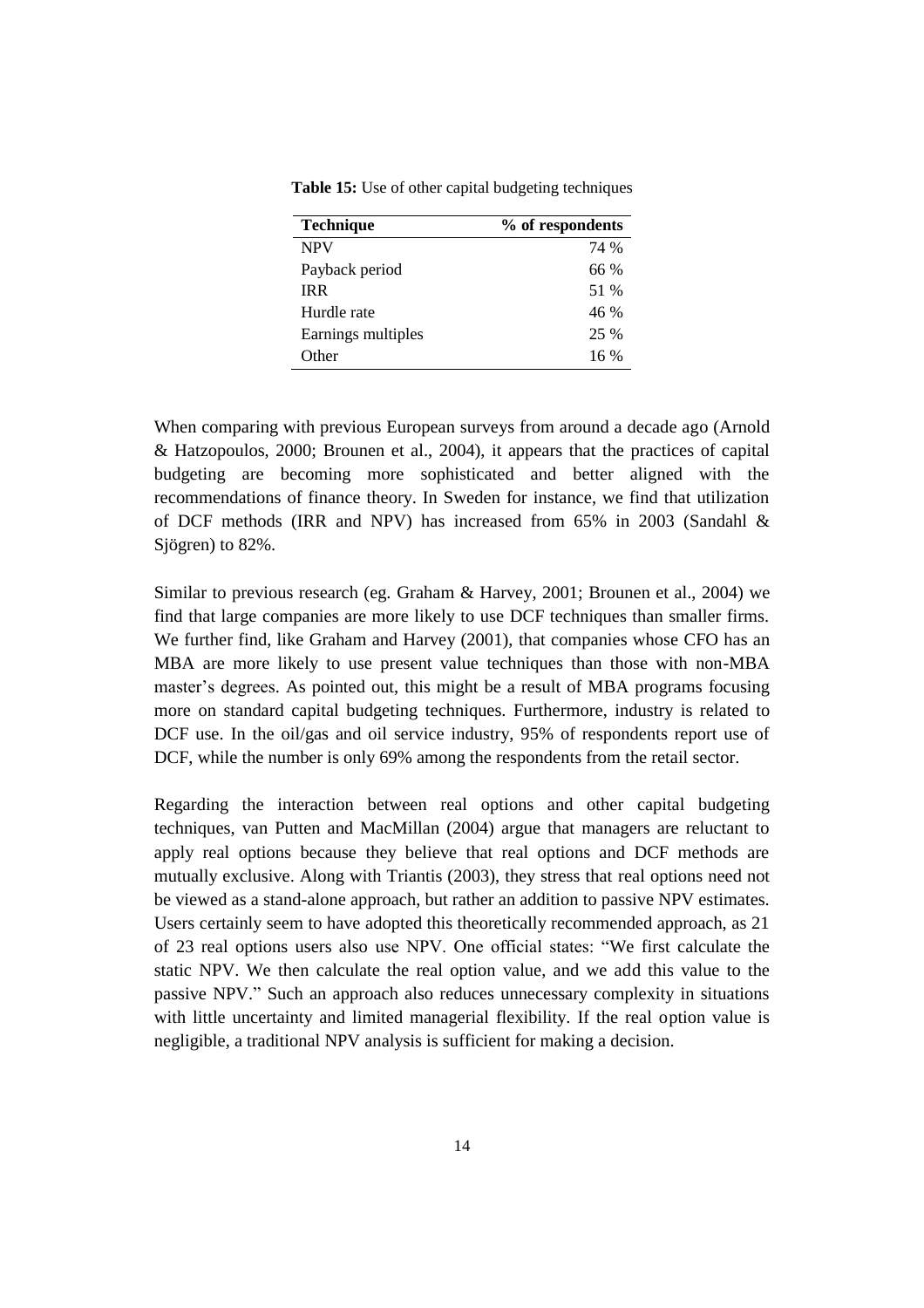**Table 15:** Use of other capital budgeting techniques

| Technique | % of respondents |
|---|---|
| NPV | 74 % |
| Payback period | 66 % |
| IRR | 51 % |
| Hurdle rate | 46 % |
| Earnings multiples | 25 % |
| Other | 16 % |

When comparing with previous European surveys from around a decade ago (Arnold & Hatzopoulos, 2000; Brounen et al., 2004), it appears that the practices of capital budgeting are becoming more sophisticated and better aligned with the recommendations of finance theory. In Sweden for instance, we find that utilization of DCF methods (IRR and NPV) has increased from 65% in 2003 (Sandahl & Sjögren) to 82%.

Similar to previous research (eg. Graham & Harvey, 2001; Brounen et al., 2004) we find that large companies are more likely to use DCF techniques than smaller firms. We further find, like Graham and Harvey (2001), that companies whose CFO has an MBA are more likely to use present value techniques than those with non-MBA master's degrees. As pointed out, this might be a result of MBA programs focusing more on standard capital budgeting techniques. Furthermore, industry is related to DCF use. In the oil/gas and oil service industry, 95% of respondents report use of DCF, while the number is only 69% among the respondents from the retail sector.

Regarding the interaction between real options and other capital budgeting techniques, van Putten and MacMillan (2004) argue that managers are reluctant to apply real options because they believe that real options and DCF methods are mutually exclusive. Along with Triantis (2003), they stress that real options need not be viewed as a stand-alone approach, but rather an addition to passive NPV estimates. Users certainly seem to have adopted this theoretically recommended approach, as 21 of 23 real options users also use NPV. One official states: "We first calculate the static NPV. We then calculate the real option value, and we add this value to the passive NPV." Such an approach also reduces unnecessary complexity in situations with little uncertainty and limited managerial flexibility. If the real option value is negligible, a traditional NPV analysis is sufficient for making a decision.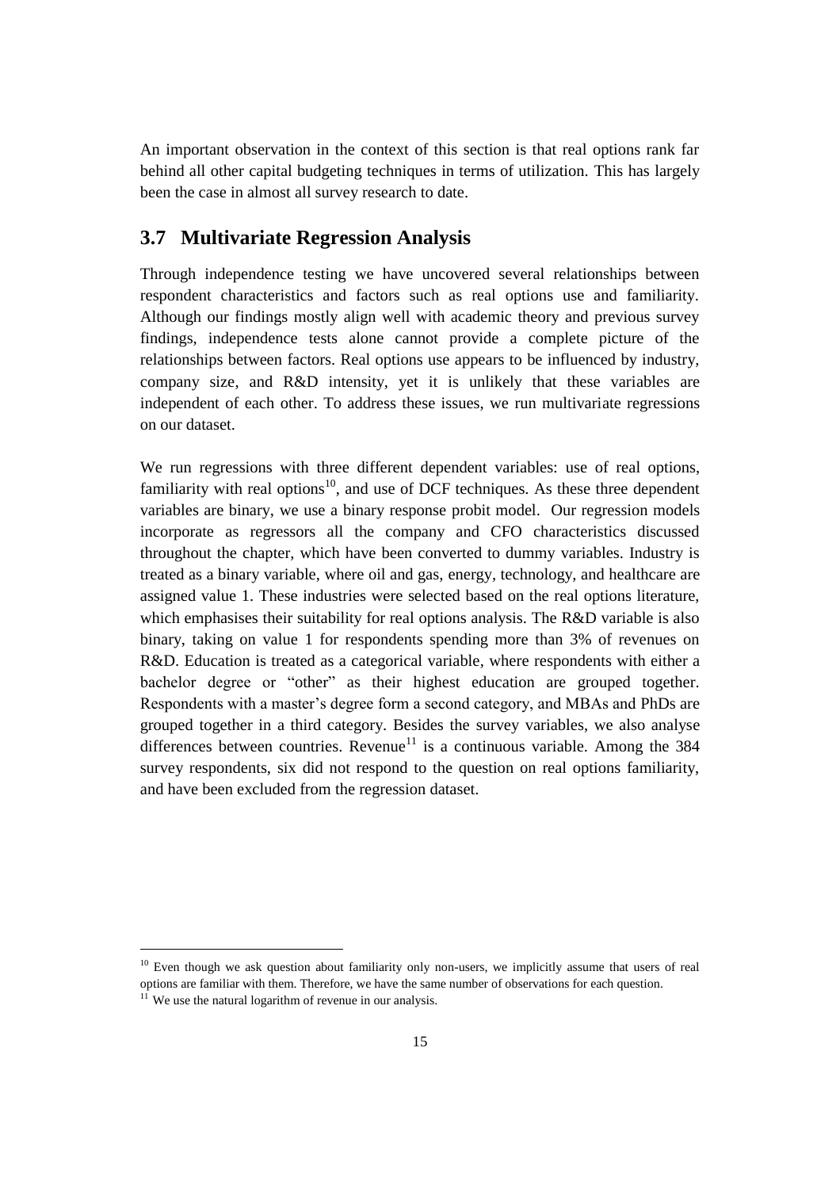An important observation in the context of this section is that real options rank far behind all other capital budgeting techniques in terms of utilization. This has largely been the case in almost all survey research to date.

## 3.7 Multivariate Regression Analysis

Through independence testing we have uncovered several relationships between respondent characteristics and factors such as real options use and familiarity. Although our findings mostly align well with academic theory and previous survey findings, independence tests alone cannot provide a complete picture of the relationships between factors. Real options use appears to be influenced by industry, company size, and R&D intensity, yet it is unlikely that these variables are independent of each other. To address these issues, we run multivariate regressions on our dataset.

We run regressions with three different dependent variables: use of real options, familiarity with real options[10], and use of DCF techniques. As these three dependent variables are binary, we use a binary response probit model. Our regression models incorporate as regressors all the company and CFO characteristics discussed throughout the chapter, which have been converted to dummy variables. Industry is treated as a binary variable, where oil and gas, energy, technology, and healthcare are assigned value 1. These industries were selected based on the real options literature, which emphasises their suitability for real options analysis. The R&D variable is also binary, taking on value 1 for respondents spending more than 3% of revenues on R&D. Education is treated as a categorical variable, where respondents with either a bachelor degree or "other" as their highest education are grouped together. Respondents with a master's degree form a second category, and MBAs and PhDs are grouped together in a third category. Besides the survey variables, we also analyse differences between countries. Revenue[11] is a continuous variable. Among the 384 survey respondents, six did not respond to the question on real options familiarity, and have been excluded from the regression dataset.

[10] Even though we ask question about familiarity only non-users, we implicitly assume that users of real options are familiar with them. Therefore, we have the same number of observations for each question.

[11] We use the natural logarithm of revenue in our analysis.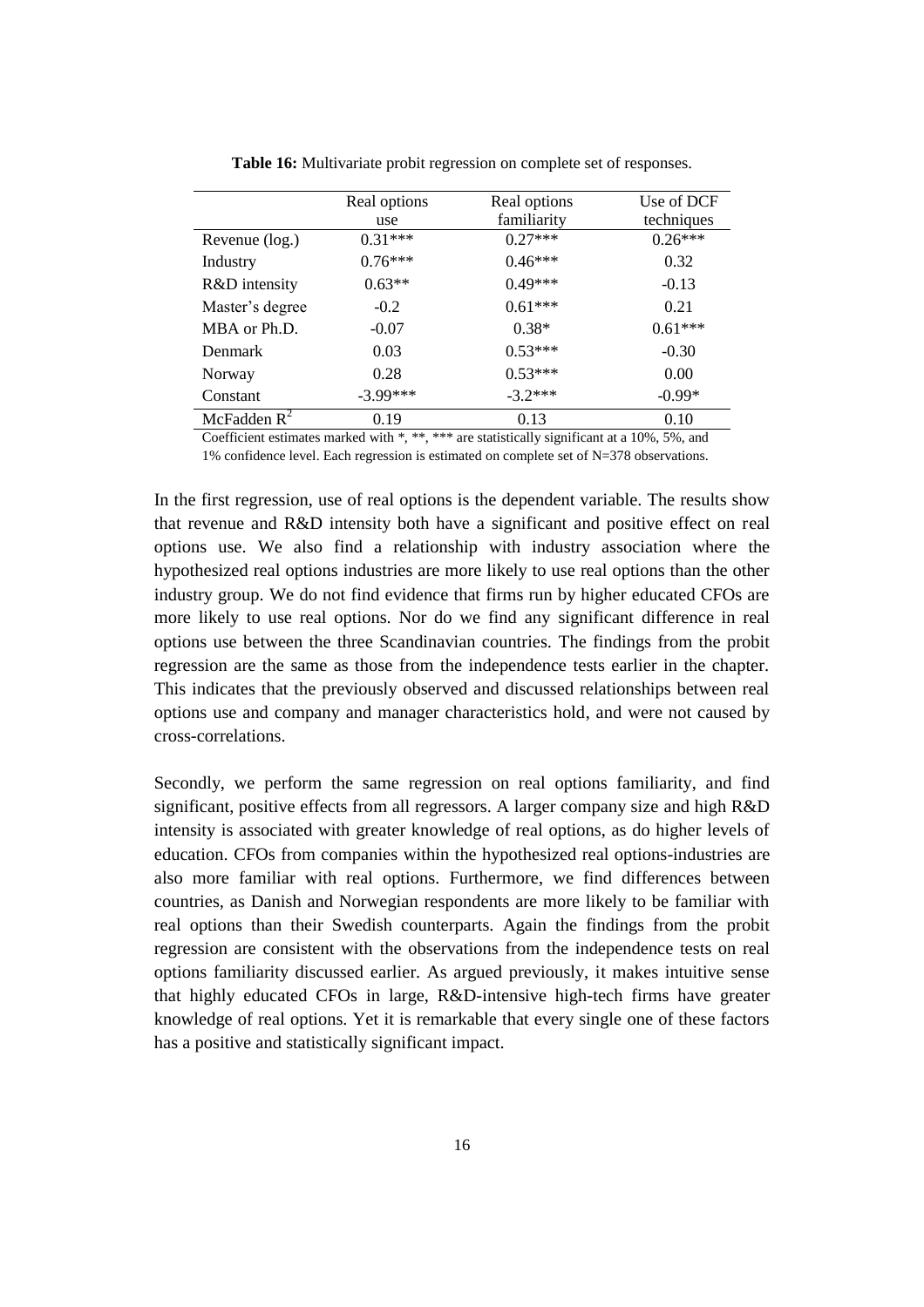**Table 16:** Multivariate probit regression on complete set of responses.

| | Real options use | Real options familiarity | Use of DCF techniques |
|---|---|---|---|
| Revenue (log.) | 0.31*** | 0.27*** | 0.26*** |
| Industry | 0.76*** | 0.46*** | 0.32 |
| R&D intensity | 0.63** | 0.49*** | -0.13 |
| Master's degree | -0.2 | 0.61*** | 0.21 |
| MBA or Ph.D. | -0.07 | 0.38* | 0.61*** |
| Denmark | 0.03 | 0.53*** | -0.30 |
| Norway | 0.28 | 0.53*** | 0.00 |
| Constant | -3.99*** | -3.2*** | -0.99* |
| McFadden $R^2$ | 0.19 | 0.13 | 0.10 |

Coefficient estimates marked with *, **, *** are statistically significant at a 10%, 5%, and 1% confidence level. Each regression is estimated on complete set of N=378 observations.

In the first regression, use of real options is the dependent variable. The results show that revenue and R&D intensity both have a significant and positive effect on real options use. We also find a relationship with industry association where the hypothesized real options industries are more likely to use real options than the other industry group. We do not find evidence that firms run by higher educated CFOs are more likely to use real options. Nor do we find any significant difference in real options use between the three Scandinavian countries. The findings from the probit regression are the same as those from the independence tests earlier in the chapter. This indicates that the previously observed and discussed relationships between real options use and company and manager characteristics hold, and were not caused by cross-correlations.

Secondly, we perform the same regression on real options familiarity, and find significant, positive effects from all regressors. A larger company size and high R&D intensity is associated with greater knowledge of real options, as do higher levels of education. CFOs from companies within the hypothesized real options-industries are also more familiar with real options. Furthermore, we find differences between countries, as Danish and Norwegian respondents are more likely to be familiar with real options than their Swedish counterparts. Again the findings from the probit regression are consistent with the observations from the independence tests on real options familiarity discussed earlier. As argued previously, it makes intuitive sense that highly educated CFOs in large, R&D-intensive high-tech firms have greater knowledge of real options. Yet it is remarkable that every single one of these factors has a positive and statistically significant impact.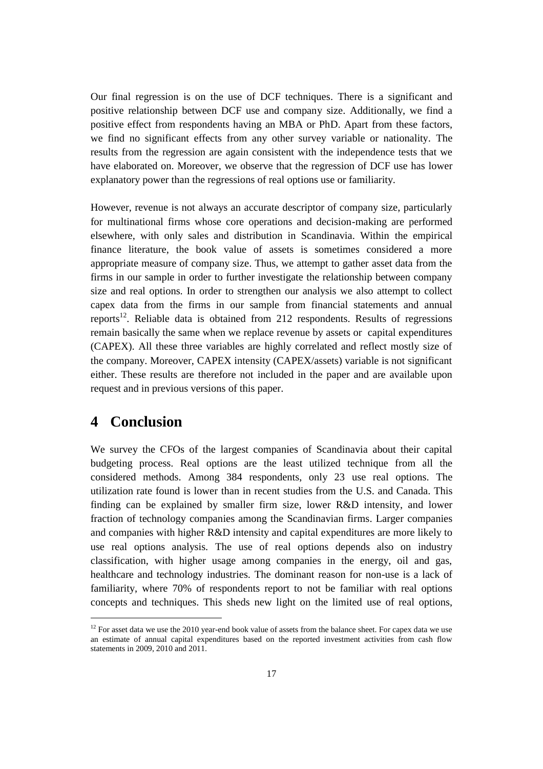Our final regression is on the use of DCF techniques. There is a significant and positive relationship between DCF use and company size. Additionally, we find a positive effect from respondents having an MBA or PhD. Apart from these factors, we find no significant effects from any other survey variable or nationality. The results from the regression are again consistent with the independence tests that we have elaborated on. Moreover, we observe that the regression of DCF use has lower explanatory power than the regressions of real options use or familiarity.

However, revenue is not always an accurate descriptor of company size, particularly for multinational firms whose core operations and decision-making are performed elsewhere, with only sales and distribution in Scandinavia. Within the empirical finance literature, the book value of assets is sometimes considered a more appropriate measure of company size. Thus, we attempt to gather asset data from the firms in our sample in order to further investigate the relationship between company size and real options. In order to strengthen our analysis we also attempt to collect capex data from the firms in our sample from financial statements and annual reports[12]. Reliable data is obtained from 212 respondents. Results of regressions remain basically the same when we replace revenue by assets or capital expenditures (CAPEX). All these three variables are highly correlated and reflect mostly size of the company. Moreover, CAPEX intensity (CAPEX/assets) variable is not significant either. These results are therefore not included in the paper and are available upon request and in previous versions of this paper.

# 4 Conclusion

We survey the CFOs of the largest companies of Scandinavia about their capital budgeting process. Real options are the least utilized technique from all the considered methods. Among 384 respondents, only 23 use real options. The utilization rate found is lower than in recent studies from the U.S. and Canada. This finding can be explained by smaller firm size, lower R&D intensity, and lower fraction of technology companies among the Scandinavian firms. Larger companies and companies with higher R&D intensity and capital expenditures are more likely to use real options analysis. The use of real options depends also on industry classification, with higher usage among companies in the energy, oil and gas, healthcare and technology industries. The dominant reason for non-use is a lack of familiarity, where 70% of respondents report to not be familiar with real options concepts and techniques. This sheds new light on the limited use of real options,

[12] For asset data we use the 2010 year-end book value of assets from the balance sheet. For capex data we use an estimate of annual capital expenditures based on the reported investment activities from cash flow statements in 2009, 2010 and 2011.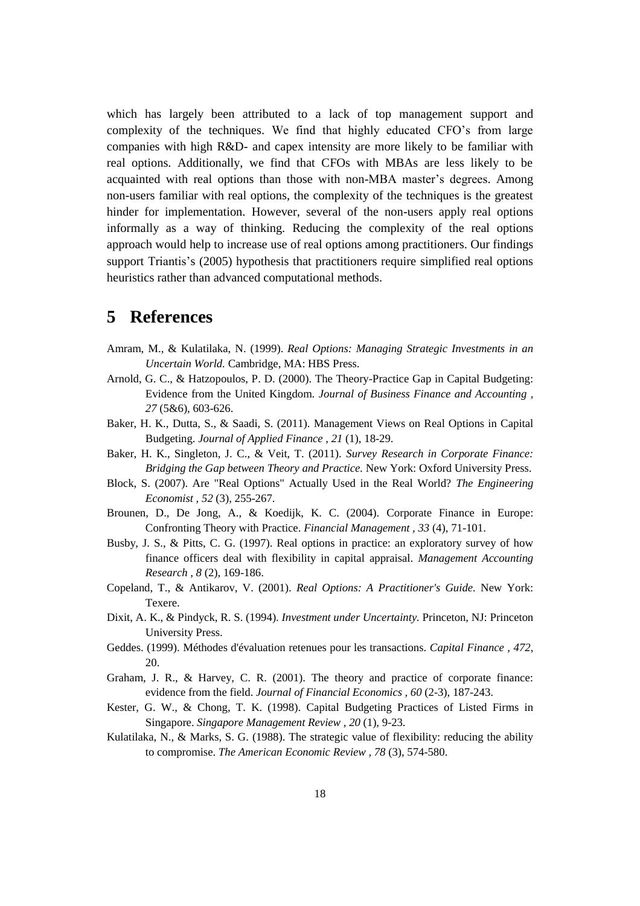which has largely been attributed to a lack of top management support and complexity of the techniques. We find that highly educated CFO's from large companies with high R&D- and capex intensity are more likely to be familiar with real options. Additionally, we find that CFOs with MBAs are less likely to be acquainted with real options than those with non-MBA master's degrees. Among non-users familiar with real options, the complexity of the techniques is the greatest hinder for implementation. However, several of the non-users apply real options informally as a way of thinking. Reducing the complexity of the real options approach would help to increase use of real options among practitioners. Our findings support Triantis's (2005) hypothesis that practitioners require simplified real options heuristics rather than advanced computational methods.

# 5 References

Amram, M., & Kulatilaka, N. (1999). *Real Options: Managing Strategic Investments in an Uncertain World.* Cambridge, MA: HBS Press.

Arnold, G. C., & Hatzopoulos, P. D. (2000). The Theory-Practice Gap in Capital Budgeting: Evidence from the United Kingdom. *Journal of Business Finance and Accounting , 27* (5&6), 603-626.

Baker, H. K., Dutta, S., & Saadi, S. (2011). Management Views on Real Options in Capital Budgeting. *Journal of Applied Finance , 21* (1), 18-29.

Baker, H. K., Singleton, J. C., & Veit, T. (2011). *Survey Research in Corporate Finance: Bridging the Gap between Theory and Practice.* New York: Oxford University Press.

Block, S. (2007). Are "Real Options" Actually Used in the Real World? *The Engineering Economist , 52* (3), 255-267.

Brounen, D., De Jong, A., & Koedijk, K. C. (2004). Corporate Finance in Europe: Confronting Theory with Practice. *Financial Management , 33* (4), 71-101.

Busby, J. S., & Pitts, C. G. (1997). Real options in practice: an exploratory survey of how finance officers deal with flexibility in capital appraisal. *Management Accounting Research , 8* (2), 169-186.

Copeland, T., & Antikarov, V. (2001). *Real Options: A Practitioner's Guide.* New York: Texere.

Dixit, A. K., & Pindyck, R. S. (1994). *Investment under Uncertainty.* Princeton, NJ: Princeton University Press.

Geddes. (1999). Méthodes d'évaluation retenues pour les transactions. *Capital Finance , 472*, 20.

Graham, J. R., & Harvey, C. R. (2001). The theory and practice of corporate finance: evidence from the field. *Journal of Financial Economics , 60* (2-3), 187-243.

Kester, G. W., & Chong, T. K. (1998). Capital Budgeting Practices of Listed Firms in Singapore. *Singapore Management Review , 20* (1), 9-23.

Kulatilaka, N., & Marks, S. G. (1988). The strategic value of flexibility: reducing the ability to compromise. *The American Economic Review , 78* (3), 574-580.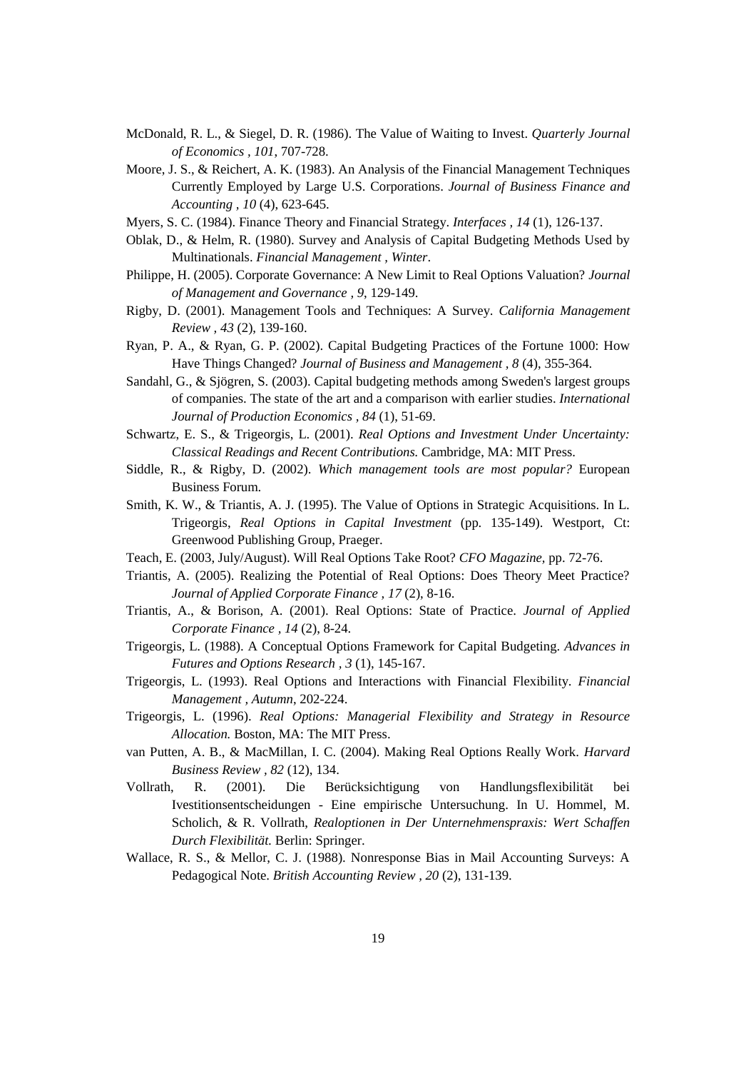McDonald, R. L., & Siegel, D. R. (1986). The Value of Waiting to Invest. *Quarterly Journal of Economics , 101*, 707-728.

Moore, J. S., & Reichert, A. K. (1983). An Analysis of the Financial Management Techniques Currently Employed by Large U.S. Corporations. *Journal of Business Finance and Accounting , 10* (4), 623-645.

Myers, S. C. (1984). Finance Theory and Financial Strategy. *Interfaces , 14* (1), 126-137.

Oblak, D., & Helm, R. (1980). Survey and Analysis of Capital Budgeting Methods Used by Multinationals. *Financial Management , Winter*.

Philippe, H. (2005). Corporate Governance: A New Limit to Real Options Valuation? *Journal of Management and Governance , 9*, 129-149.

Rigby, D. (2001). Management Tools and Techniques: A Survey. *California Management Review , 43* (2), 139-160.

Ryan, P. A., & Ryan, G. P. (2002). Capital Budgeting Practices of the Fortune 1000: How Have Things Changed? *Journal of Business and Management , 8* (4), 355-364.

Sandahl, G., & Sjögren, S. (2003). Capital budgeting methods among Sweden's largest groups of companies. The state of the art and a comparison with earlier studies. *International Journal of Production Economics , 84* (1), 51-69.

Schwartz, E. S., & Trigeorgis, L. (2001). *Real Options and Investment Under Uncertainty: Classical Readings and Recent Contributions.* Cambridge, MA: MIT Press.

Siddle, R., & Rigby, D. (2002). *Which management tools are most popular?* European Business Forum.

Smith, K. W., & Triantis, A. J. (1995). The Value of Options in Strategic Acquisitions. In L. Trigeorgis, *Real Options in Capital Investment* (pp. 135-149). Westport, Ct: Greenwood Publishing Group, Praeger.

Teach, E. (2003, July/August). Will Real Options Take Root? *CFO Magazine*, pp. 72-76.

Triantis, A. (2005). Realizing the Potential of Real Options: Does Theory Meet Practice? *Journal of Applied Corporate Finance , 17* (2), 8-16.

Triantis, A., & Borison, A. (2001). Real Options: State of Practice. *Journal of Applied Corporate Finance , 14* (2), 8-24.

Trigeorgis, L. (1988). A Conceptual Options Framework for Capital Budgeting. *Advances in Futures and Options Research , 3* (1), 145-167.

Trigeorgis, L. (1993). Real Options and Interactions with Financial Flexibility. *Financial Management , Autumn*, 202-224.

Trigeorgis, L. (1996). *Real Options: Managerial Flexibility and Strategy in Resource Allocation.* Boston, MA: The MIT Press.

van Putten, A. B., & MacMillan, I. C. (2004). Making Real Options Really Work. *Harvard Business Review , 82* (12), 134.

Vollrath, R. (2001). Die Berücksichtigung von Handlungsflexibilität bei Ivestitionsentscheidungen - Eine empirische Untersuchung. In U. Hommel, M. Scholich, & R. Vollrath, *Realoptionen in Der Unternehmenspraxis: Wert Schaffen Durch Flexibilität.* Berlin: Springer.

Wallace, R. S., & Mellor, C. J. (1988). Nonresponse Bias in Mail Accounting Surveys: A Pedagogical Note. *British Accounting Review , 20* (2), 131-139.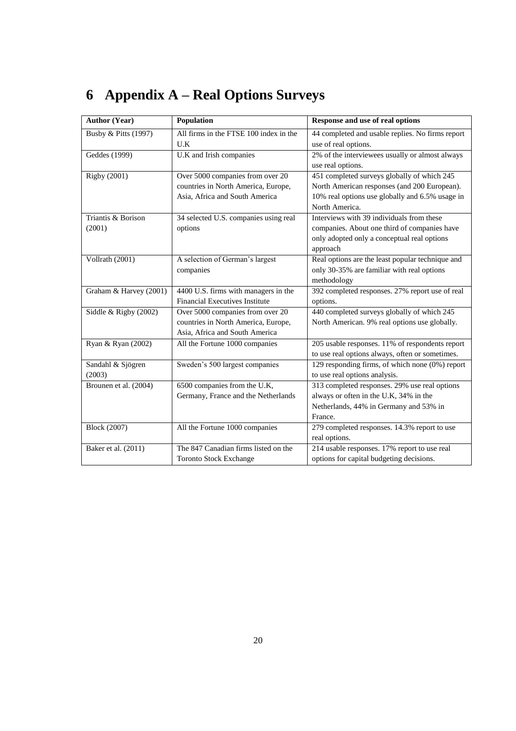# 6 Appendix A – Real Options Surveys

| **Author (Year)** | **Population** | **Response and use of real options** |
|---|---|---|
| Busby & Pitts (1997) | All firms in the FTSE 100 index in the U.K | 44 completed and usable replies. No firms report use of real options. |
| Geddes (1999) | U.K and Irish companies | 2% of the interviewees usually or almost always use real options. |
| Rigby (2001) | Over 5000 companies from over 20 countries in North America, Europe, Asia, Africa and South America | 451 completed surveys globally of which 245 North American responses (and 200 European). 10% real options use globally and 6.5% usage in North America. |
| Triantis & Borison (2001) | 34 selected U.S. companies using real options | Interviews with 39 individuals from these companies. About one third of companies have only adopted only a conceptual real options approach |
| Vollrath (2001) | A selection of German's largest companies | Real options are the least popular technique and only 30-35% are familiar with real options methodology |
| Graham & Harvey (2001) | 4400 U.S. firms with managers in the Financial Executives Institute | 392 completed responses. 27% report use of real options. |
| Siddle & Rigby (2002) | Over 5000 companies from over 20 countries in North America, Europe, Asia, Africa and South America | 440 completed surveys globally of which 245 North American. 9% real options use globally. |
| Ryan & Ryan (2002) | All the Fortune 1000 companies | 205 usable responses. 11% of respondents report to use real options always, often or sometimes. |
| Sandahl & Sjögren (2003) | Sweden's 500 largest companies | 129 responding firms, of which none (0%) report to use real options analysis. |
| Brounen et al. (2004) | 6500 companies from the U.K, Germany, France and the Netherlands | 313 completed responses. 29% use real options always or often in the U.K, 34% in the Netherlands, 44% in Germany and 53% in France. |
| Block (2007) | All the Fortune 1000 companies | 279 completed responses. 14.3% report to use real options. |
| Baker et al. (2011) | The 847 Canadian firms listed on the Toronto Stock Exchange | 214 usable responses. 17% report to use real options for capital budgeting decisions. |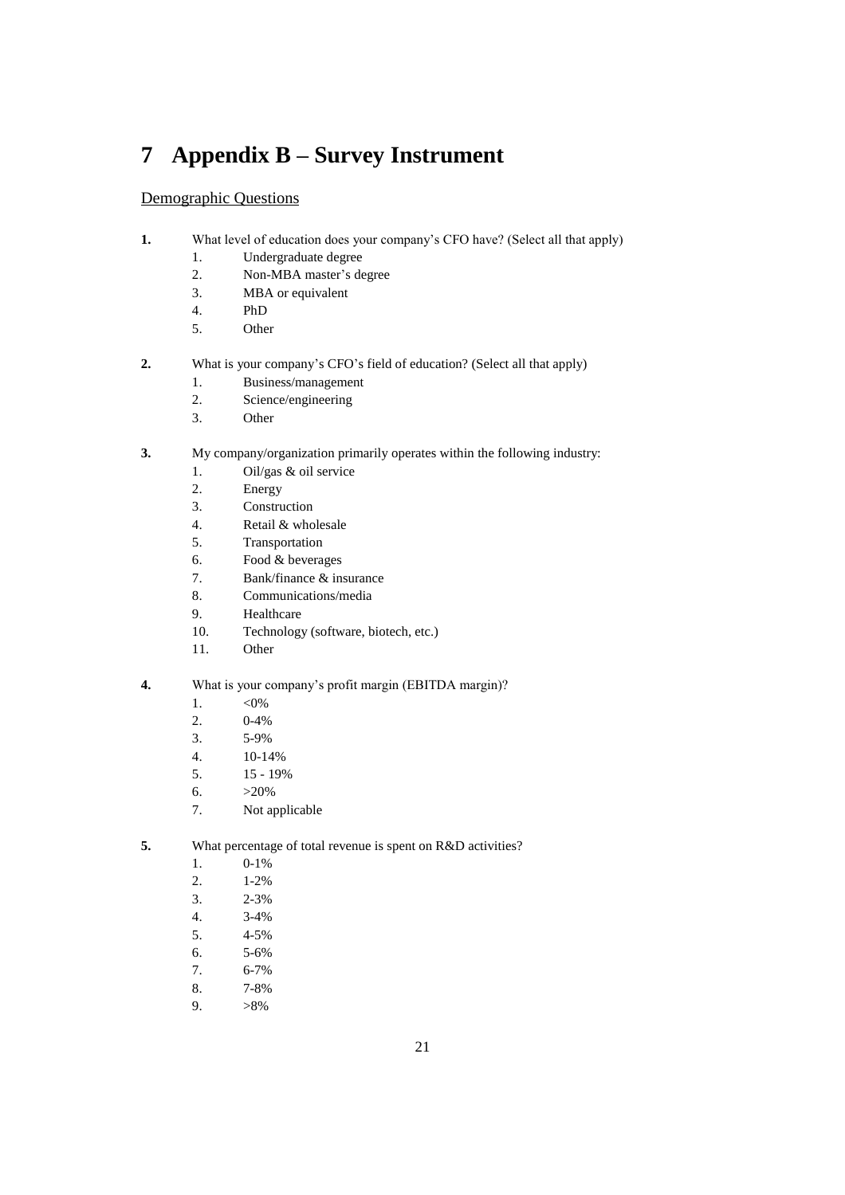# 7 Appendix B – Survey Instrument

## Demographic Questions

**1.** What level of education does your company's CFO have? (Select all that apply)

1. Undergraduate degree
2. Non-MBA master's degree
3. MBA or equivalent
4. PhD
5. Other

**2.** What is your company's CFO's field of education? (Select all that apply)

1. Business/management
2. Science/engineering
3. Other

**3.** My company/organization primarily operates within the following industry:

1. Oil/gas & oil service
2. Energy
3. Construction
4. Retail & wholesale
5. Transportation
6. Food & beverages
7. Bank/finance & insurance
8. Communications/media
9. Healthcare
10. Technology (software, biotech, etc.)
11. Other

**4.** What is your company's profit margin (EBITDA margin)?

1. <0%
2. 0-4%
3. 5-9%
4. 10-14%
5. 15 - 19%
6. >20%
7. Not applicable

**5.** What percentage of total revenue is spent on R&D activities?

1. 0-1%
2. 1-2%
3. 2-3%
4. 3-4%
5. 4-5%
6. 5-6%
7. 6-7%
8. 7-8%
9. >8%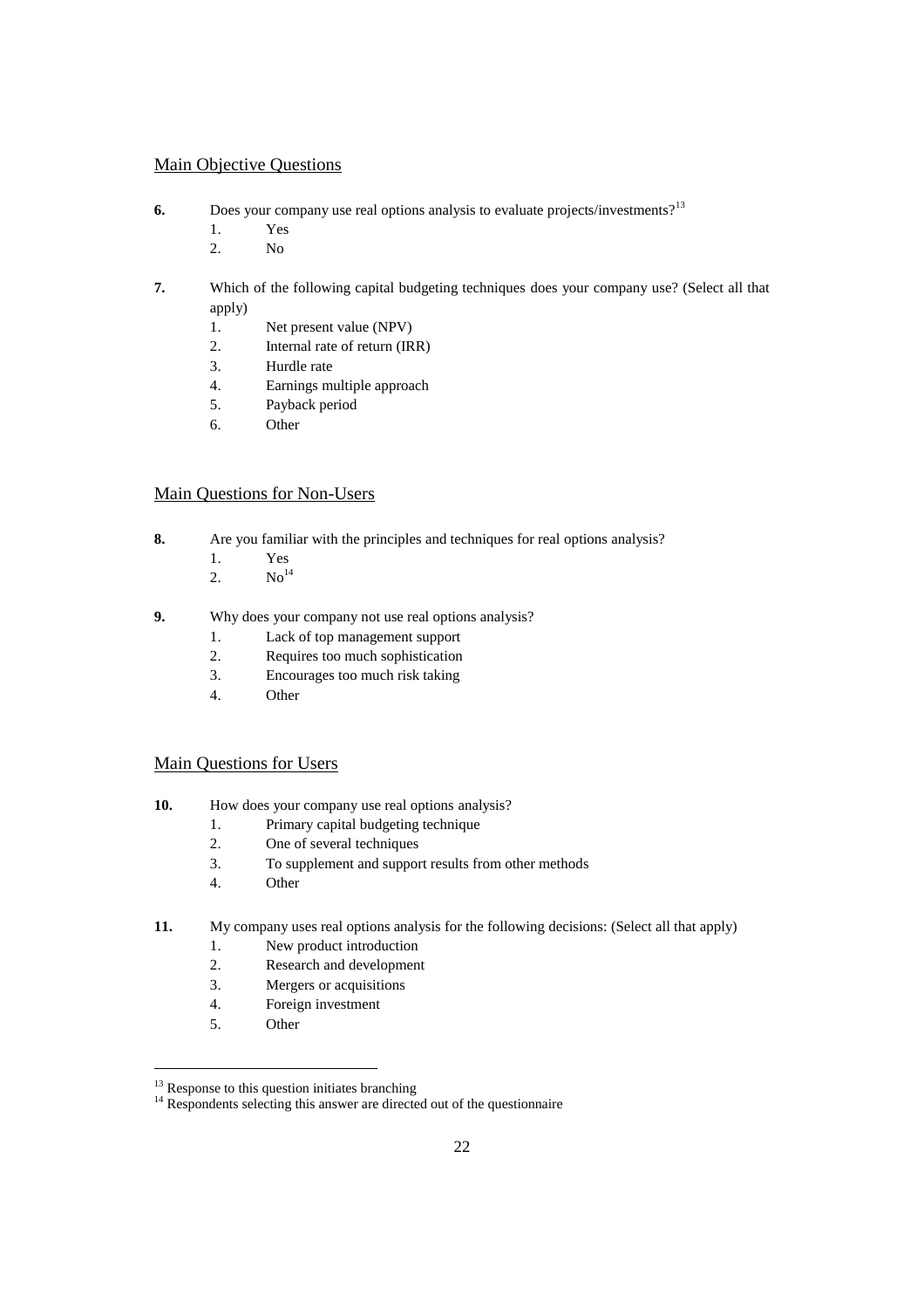Main Objective Questions

**6.** Does your company use real options analysis to evaluate projects/investments?[13]

1. Yes
2. No

**7.** Which of the following capital budgeting techniques does your company use? (Select all that apply)

1. Net present value (NPV)
2. Internal rate of return (IRR)
3. Hurdle rate
4. Earnings multiple approach
5. Payback period
6. Other

Main Questions for Non-Users

**8.** Are you familiar with the principles and techniques for real options analysis?

1. Yes
2. No[14]

**9.** Why does your company not use real options analysis?

1. Lack of top management support
2. Requires too much sophistication
3. Encourages too much risk taking
4. Other

Main Questions for Users

**10.** How does your company use real options analysis?

1. Primary capital budgeting technique
2. One of several techniques
3. To supplement and support results from other methods
4. Other

**11.** My company uses real options analysis for the following decisions: (Select all that apply)

1. New product introduction
2. Research and development
3. Mergers or acquisitions
4. Foreign investment
5. Other

---

[13] Response to this question initiates branching

[14] Respondents selecting this answer are directed out of the questionnaire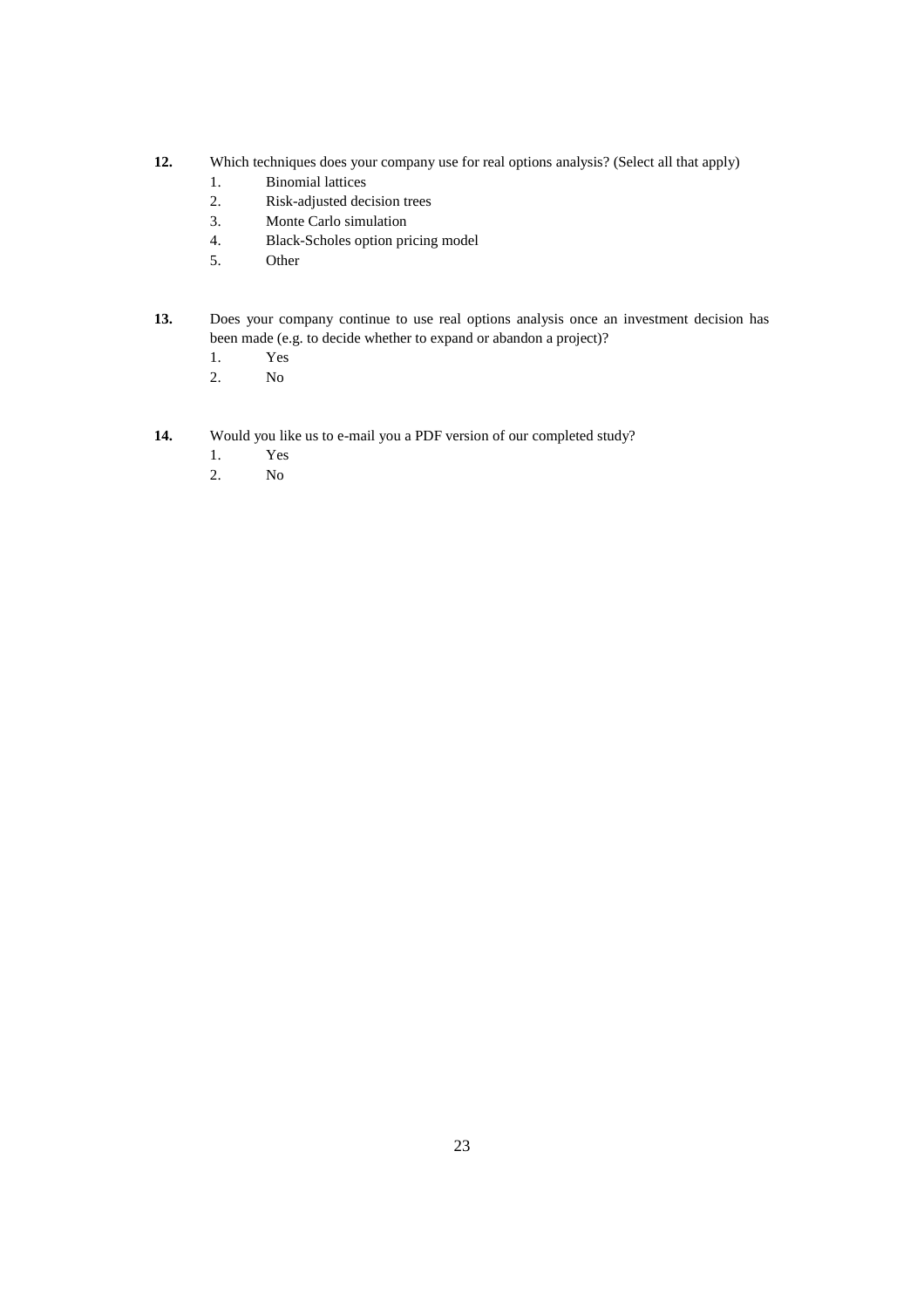**12.** Which techniques does your company use for real options analysis? (Select all that apply)

1. Binomial lattices
2. Risk-adjusted decision trees
3. Monte Carlo simulation
4. Black-Scholes option pricing model
5. Other

**13.** Does your company continue to use real options analysis once an investment decision has been made (e.g. to decide whether to expand or abandon a project)?

1. Yes
2. No

**14.** Would you like us to e-mail you a PDF version of our completed study?

1. Yes
2. No